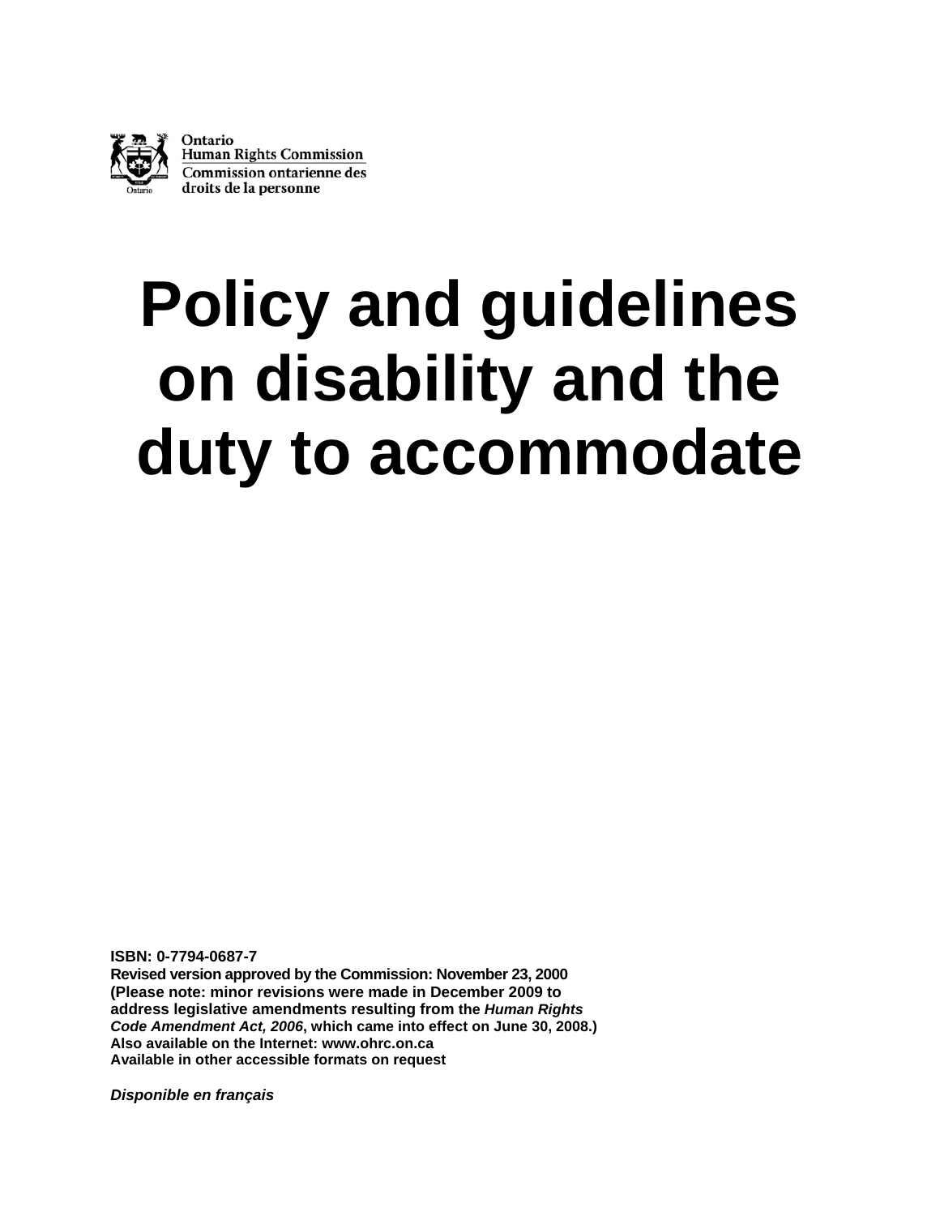Ontario
Human Rights Commission
Commission ontarienne des
droits de la personne

# Policy and guidelines on disability and the duty to accommodate

**ISBN: 0-7794-0687-7**
**Revised version approved by the Commission: November 23, 2000**
**(Please note: minor revisions were made in December 2009 to address legislative amendments resulting from the *Human Rights Code Amendment Act, 2006*, which came into effect on June 30, 2008.)**
**Also available on the Internet: www.ohrc.on.ca**
**Available in other accessible formats on request**

***Disponible en français***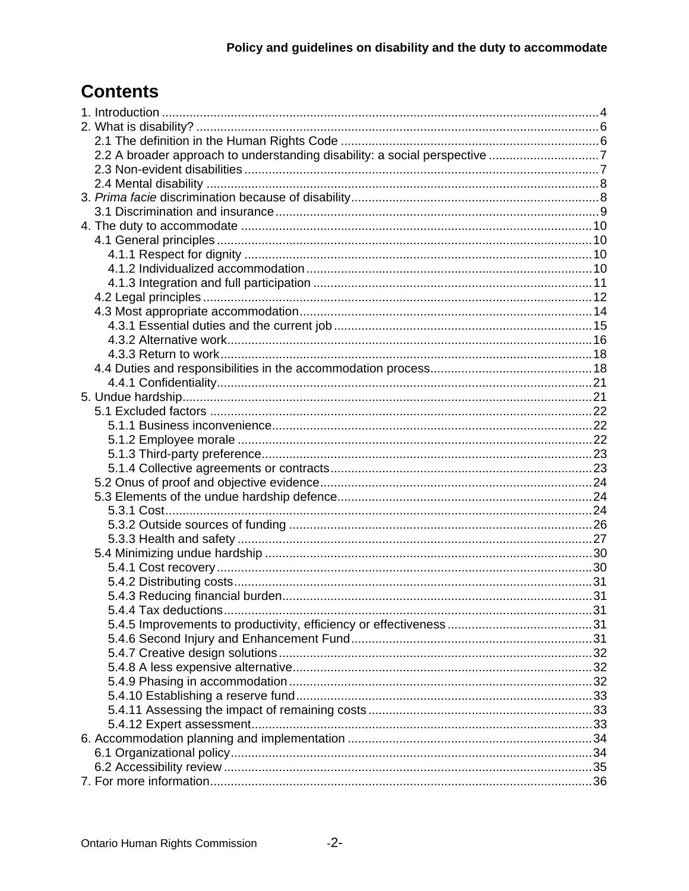# Contents

1. Introduction .....4
2. What is disability? .....6
   - 2.1 The definition in the Human Rights Code .....6
   - 2.2 A broader approach to understanding disability: a social perspective .....7
   - 2.3 Non-evident disabilities .....7
   - 2.4 Mental disability .....8
3. *Prima facie* discrimination because of disability .....8
   - 3.1 Discrimination and insurance .....9
4. The duty to accommodate .....10
   - 4.1 General principles .....10
     - 4.1.1 Respect for dignity .....10
     - 4.1.2 Individualized accommodation .....10
     - 4.1.3 Integration and full participation .....11
   - 4.2 Legal principles .....12
   - 4.3 Most appropriate accommodation .....14
     - 4.3.1 Essential duties and the current job .....15
     - 4.3.2 Alternative work .....16
     - 4.3.3 Return to work .....18
   - 4.4 Duties and responsibilities in the accommodation process .....18
     - 4.4.1 Confidentiality .....21
5. Undue hardship .....21
   - 5.1 Excluded factors .....22
     - 5.1.1 Business inconvenience .....22
     - 5.1.2 Employee morale .....22
     - 5.1.3 Third-party preference .....23
     - 5.1.4 Collective agreements or contracts .....23
   - 5.2 Onus of proof and objective evidence .....24
   - 5.3 Elements of the undue hardship defence .....24
     - 5.3.1 Cost .....24
     - 5.3.2 Outside sources of funding .....26
     - 5.3.3 Health and safety .....27
   - 5.4 Minimizing undue hardship .....30
     - 5.4.1 Cost recovery .....30
     - 5.4.2 Distributing costs .....31
     - 5.4.3 Reducing financial burden .....31
     - 5.4.4 Tax deductions .....31
     - 5.4.5 Improvements to productivity, efficiency or effectiveness .....31
     - 5.4.6 Second Injury and Enhancement Fund .....31
     - 5.4.7 Creative design solutions .....32
     - 5.4.8 A less expensive alternative .....32
     - 5.4.9 Phasing in accommodation .....32
     - 5.4.10 Establishing a reserve fund .....33
     - 5.4.11 Assessing the impact of remaining costs .....33
     - 5.4.12 Expert assessment .....33
6. Accommodation planning and implementation .....34
   - 6.1 Organizational policy .....34
   - 6.2 Accessibility review .....35
7. For more information .....36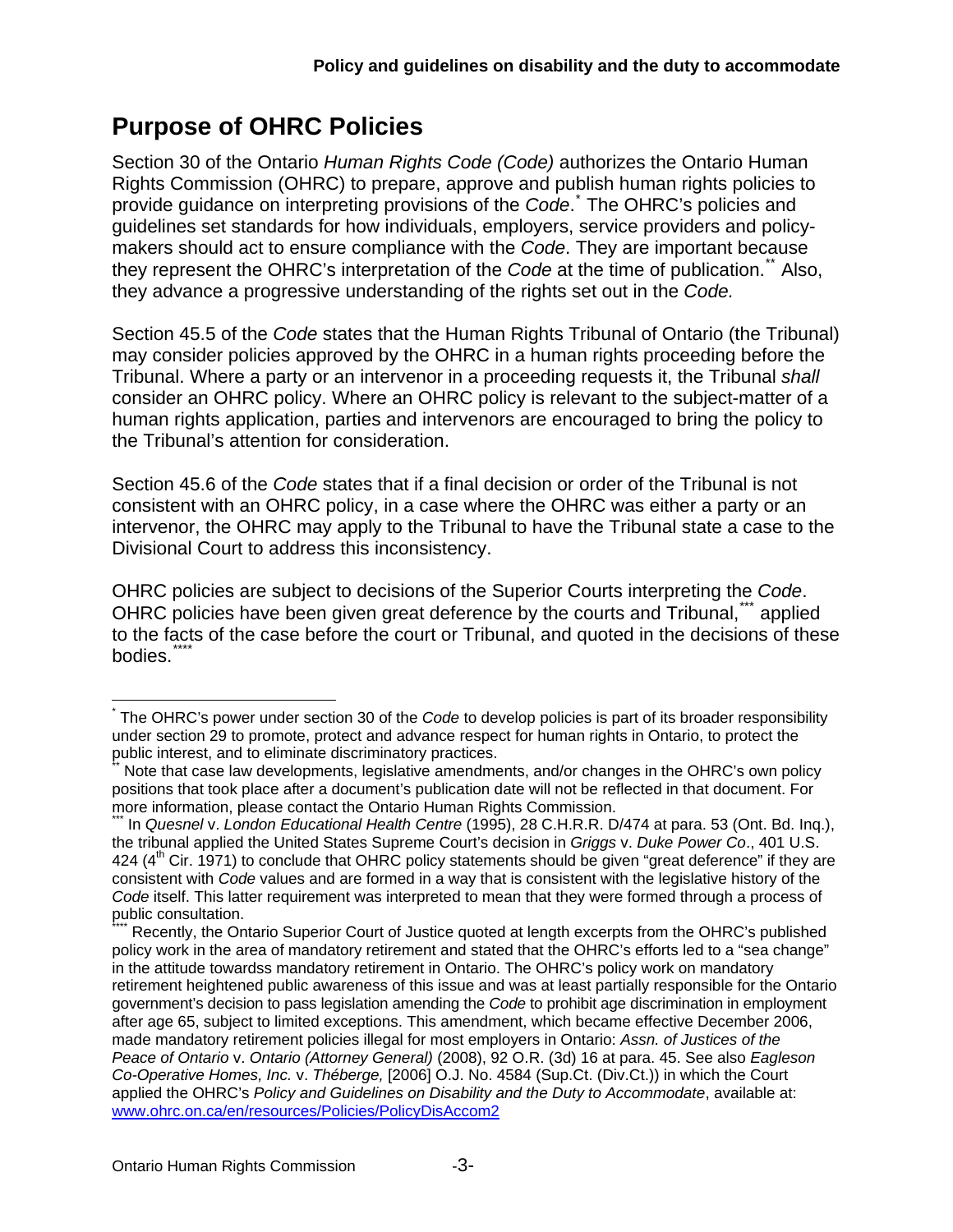# Purpose of OHRC Policies

Section 30 of the Ontario *Human Rights Code (Code)* authorizes the Ontario Human Rights Commission (OHRC) to prepare, approve and publish human rights policies to provide guidance on interpreting provisions of the *Code*.[*] The OHRC's policies and guidelines set standards for how individuals, employers, service providers and policy-makers should act to ensure compliance with the *Code*. They are important because they represent the OHRC's interpretation of the *Code* at the time of publication.[**] Also, they advance a progressive understanding of the rights set out in the *Code.*

Section 45.5 of the *Code* states that the Human Rights Tribunal of Ontario (the Tribunal) may consider policies approved by the OHRC in a human rights proceeding before the Tribunal. Where a party or an intervenor in a proceeding requests it, the Tribunal *shall* consider an OHRC policy. Where an OHRC policy is relevant to the subject-matter of a human rights application, parties and intervenors are encouraged to bring the policy to the Tribunal's attention for consideration.

Section 45.6 of the *Code* states that if a final decision or order of the Tribunal is not consistent with an OHRC policy, in a case where the OHRC was either a party or an intervenor, the OHRC may apply to the Tribunal to have the Tribunal state a case to the Divisional Court to address this inconsistency.

OHRC policies are subject to decisions of the Superior Courts interpreting the *Code*. OHRC policies have been given great deference by the courts and Tribunal,[***] applied to the facts of the case before the court or Tribunal, and quoted in the decisions of these bodies.[****]

---

[*] The OHRC's power under section 30 of the *Code* to develop policies is part of its broader responsibility under section 29 to promote, protect and advance respect for human rights in Ontario, to protect the public interest, and to eliminate discriminatory practices.

[**] Note that case law developments, legislative amendments, and/or changes in the OHRC's own policy positions that took place after a document's publication date will not be reflected in that document. For more information, please contact the Ontario Human Rights Commission.

[***] In *Quesnel* v. *London Educational Health Centre* (1995), 28 C.H.R.R. D/474 at para. 53 (Ont. Bd. Inq.), the tribunal applied the United States Supreme Court's decision in *Griggs* v. *Duke Power Co*., 401 U.S. 424 (4th Cir. 1971) to conclude that OHRC policy statements should be given "great deference" if they are consistent with *Code* values and are formed in a way that is consistent with the legislative history of the *Code* itself. This latter requirement was interpreted to mean that they were formed through a process of public consultation.

[****] Recently, the Ontario Superior Court of Justice quoted at length excerpts from the OHRC's published policy work in the area of mandatory retirement and stated that the OHRC's efforts led to a "sea change" in the attitude towardss mandatory retirement in Ontario. The OHRC's policy work on mandatory retirement heightened public awareness of this issue and was at least partially responsible for the Ontario government's decision to pass legislation amending the *Code* to prohibit age discrimination in employment after age 65, subject to limited exceptions. This amendment, which became effective December 2006, made mandatory retirement policies illegal for most employers in Ontario: *Assn. of Justices of the Peace of Ontario* v. *Ontario (Attorney General)* (2008), 92 O.R. (3d) 16 at para. 45. See also *Eagleson Co-Operative Homes, Inc.* v. *Théberge,* [2006] O.J. No. 4584 (Sup.Ct. (Div.Ct.)) in which the Court applied the OHRC's *Policy and Guidelines on Disability and the Duty to Accommodate*, available at: www.ohrc.on.ca/en/resources/Policies/PolicyDisAccom2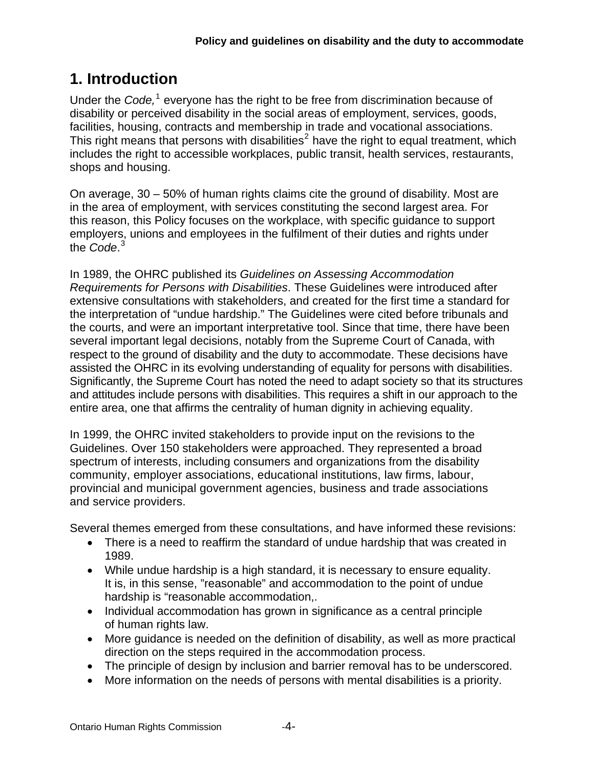## 1. Introduction

Under the *Code,*[1] everyone has the right to be free from discrimination because of disability or perceived disability in the social areas of employment, services, goods, facilities, housing, contracts and membership in trade and vocational associations. This right means that persons with disabilities[2] have the right to equal treatment, which includes the right to accessible workplaces, public transit, health services, restaurants, shops and housing.

On average, 30 – 50% of human rights claims cite the ground of disability. Most are in the area of employment, with services constituting the second largest area. For this reason, this Policy focuses on the workplace, with specific guidance to support employers, unions and employees in the fulfilment of their duties and rights under the *Code*.[3]

In 1989, the OHRC published its *Guidelines on Assessing Accommodation Requirements for Persons with Disabilities*. These Guidelines were introduced after extensive consultations with stakeholders, and created for the first time a standard for the interpretation of "undue hardship." The Guidelines were cited before tribunals and the courts, and were an important interpretative tool. Since that time, there have been several important legal decisions, notably from the Supreme Court of Canada, with respect to the ground of disability and the duty to accommodate. These decisions have assisted the OHRC in its evolving understanding of equality for persons with disabilities. Significantly, the Supreme Court has noted the need to adapt society so that its structures and attitudes include persons with disabilities. This requires a shift in our approach to the entire area, one that affirms the centrality of human dignity in achieving equality.

In 1999, the OHRC invited stakeholders to provide input on the revisions to the Guidelines. Over 150 stakeholders were approached. They represented a broad spectrum of interests, including consumers and organizations from the disability community, employer associations, educational institutions, law firms, labour, provincial and municipal government agencies, business and trade associations and service providers.

Several themes emerged from these consultations, and have informed these revisions:

- There is a need to reaffirm the standard of undue hardship that was created in 1989.
- While undue hardship is a high standard, it is necessary to ensure equality. It is, in this sense, "reasonable" and accommodation to the point of undue hardship is "reasonable accommodation,.
- Individual accommodation has grown in significance as a central principle of human rights law.
- More guidance is needed on the definition of disability, as well as more practical direction on the steps required in the accommodation process.
- The principle of design by inclusion and barrier removal has to be underscored.
- More information on the needs of persons with mental disabilities is a priority.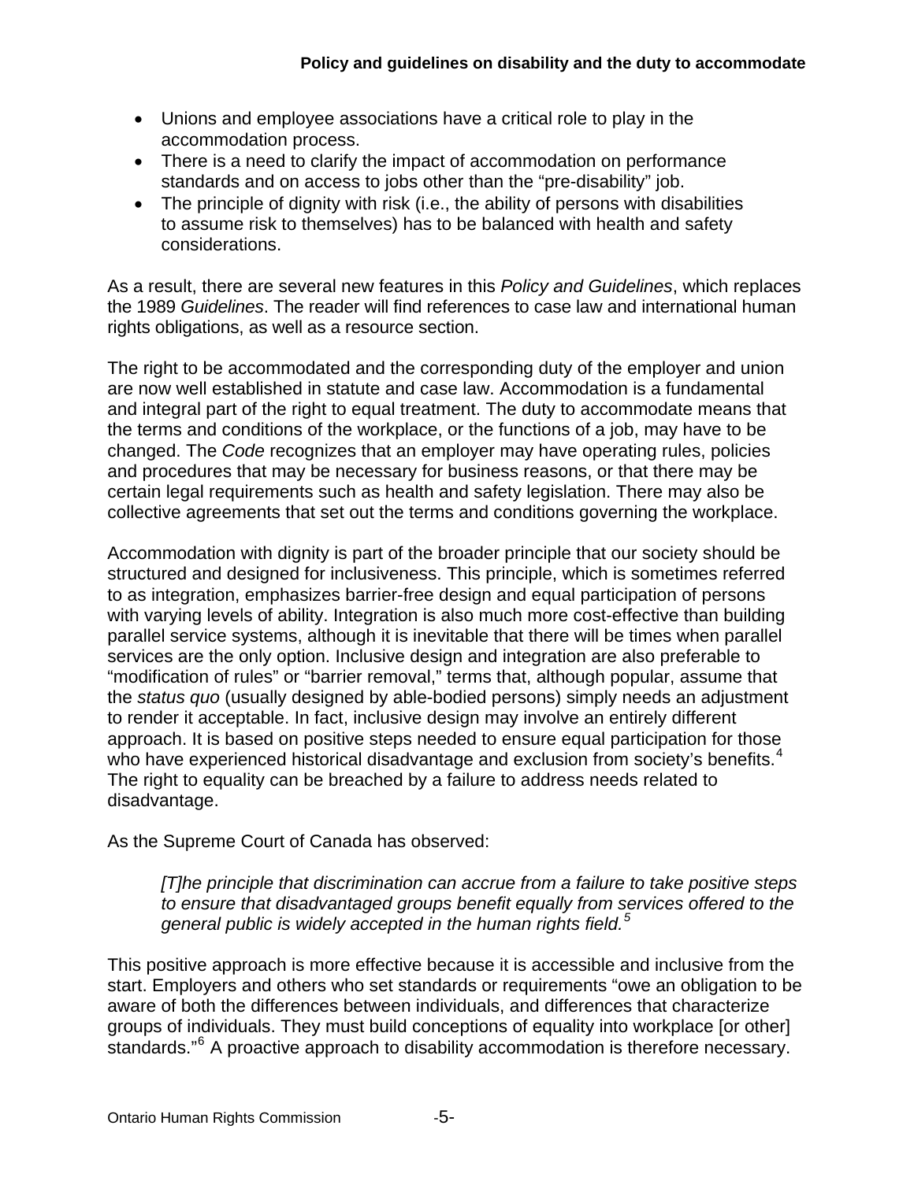- Unions and employee associations have a critical role to play in the accommodation process.
- There is a need to clarify the impact of accommodation on performance standards and on access to jobs other than the "pre-disability" job.
- The principle of dignity with risk (i.e., the ability of persons with disabilities to assume risk to themselves) has to be balanced with health and safety considerations.

As a result, there are several new features in this *Policy and Guidelines*, which replaces the 1989 *Guidelines*. The reader will find references to case law and international human rights obligations, as well as a resource section.

The right to be accommodated and the corresponding duty of the employer and union are now well established in statute and case law. Accommodation is a fundamental and integral part of the right to equal treatment. The duty to accommodate means that the terms and conditions of the workplace, or the functions of a job, may have to be changed. The *Code* recognizes that an employer may have operating rules, policies and procedures that may be necessary for business reasons, or that there may be certain legal requirements such as health and safety legislation. There may also be collective agreements that set out the terms and conditions governing the workplace.

Accommodation with dignity is part of the broader principle that our society should be structured and designed for inclusiveness. This principle, which is sometimes referred to as integration, emphasizes barrier-free design and equal participation of persons with varying levels of ability. Integration is also much more cost-effective than building parallel service systems, although it is inevitable that there will be times when parallel services are the only option. Inclusive design and integration are also preferable to "modification of rules" or "barrier removal," terms that, although popular, assume that the *status quo* (usually designed by able-bodied persons) simply needs an adjustment to render it acceptable. In fact, inclusive design may involve an entirely different approach. It is based on positive steps needed to ensure equal participation for those who have experienced historical disadvantage and exclusion from society's benefits.[4] The right to equality can be breached by a failure to address needs related to disadvantage.

As the Supreme Court of Canada has observed:

> *[T]he principle that discrimination can accrue from a failure to take positive steps to ensure that disadvantaged groups benefit equally from services offered to the general public is widely accepted in the human rights field.*[5]

This positive approach is more effective because it is accessible and inclusive from the start. Employers and others who set standards or requirements "owe an obligation to be aware of both the differences between individuals, and differences that characterize groups of individuals. They must build conceptions of equality into workplace [or other] standards."[6] A proactive approach to disability accommodation is therefore necessary.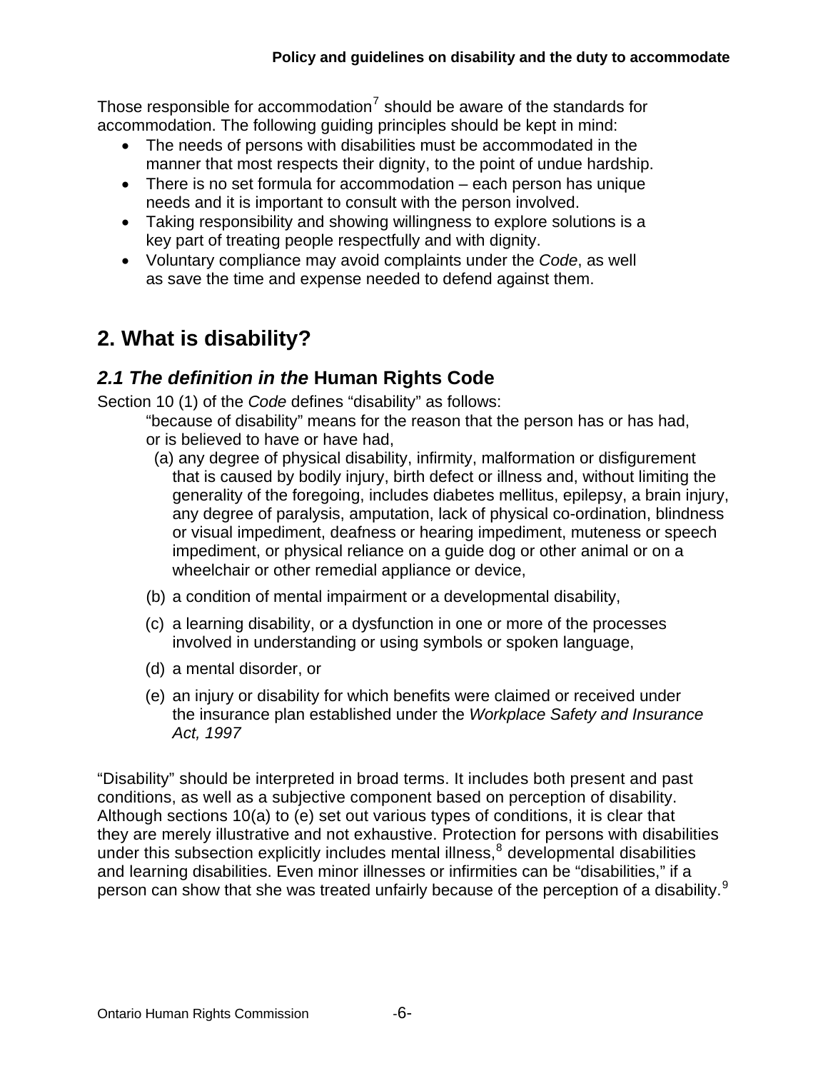Those responsible for accommodation[7] should be aware of the standards for accommodation. The following guiding principles should be kept in mind:

- The needs of persons with disabilities must be accommodated in the manner that most respects their dignity, to the point of undue hardship.
- There is no set formula for accommodation – each person has unique needs and it is important to consult with the person involved.
- Taking responsibility and showing willingness to explore solutions is a key part of treating people respectfully and with dignity.
- Voluntary compliance may avoid complaints under the *Code*, as well as save the time and expense needed to defend against them.

# 2. What is disability?

## *2.1 The definition in the* Human Rights Code

Section 10 (1) of the *Code* defines "disability" as follows:

> "because of disability" means for the reason that the person has or has had, or is believed to have or have had,
>
> (a) any degree of physical disability, infirmity, malformation or disfigurement that is caused by bodily injury, birth defect or illness and, without limiting the generality of the foregoing, includes diabetes mellitus, epilepsy, a brain injury, any degree of paralysis, amputation, lack of physical co-ordination, blindness or visual impediment, deafness or hearing impediment, muteness or speech impediment, or physical reliance on a guide dog or other animal or on a wheelchair or other remedial appliance or device,
>
> (b) a condition of mental impairment or a developmental disability,
>
> (c) a learning disability, or a dysfunction in one or more of the processes involved in understanding or using symbols or spoken language,
>
> (d) a mental disorder, or
>
> (e) an injury or disability for which benefits were claimed or received under the insurance plan established under the *Workplace Safety and Insurance Act, 1997*

"Disability" should be interpreted in broad terms. It includes both present and past conditions, as well as a subjective component based on perception of disability. Although sections 10(a) to (e) set out various types of conditions, it is clear that they are merely illustrative and not exhaustive. Protection for persons with disabilities under this subsection explicitly includes mental illness,[8] developmental disabilities and learning disabilities. Even minor illnesses or infirmities can be "disabilities," if a person can show that she was treated unfairly because of the perception of a disability.[9]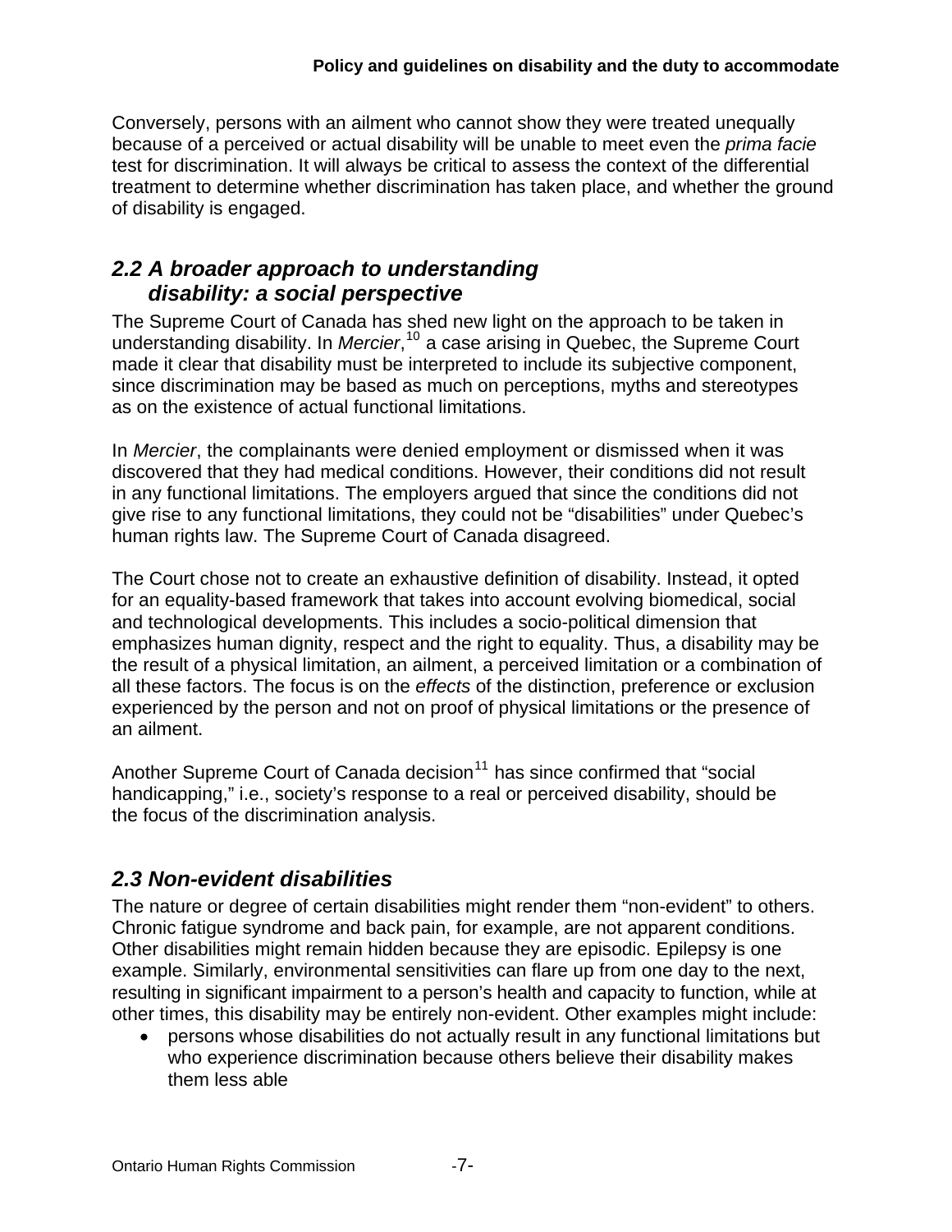Conversely, persons with an ailment who cannot show they were treated unequally because of a perceived or actual disability will be unable to meet even the *prima facie* test for discrimination. It will always be critical to assess the context of the differential treatment to determine whether discrimination has taken place, and whether the ground of disability is engaged.

## *2.2 A broader approach to understanding disability: a social perspective*

The Supreme Court of Canada has shed new light on the approach to be taken in understanding disability. In *Mercier*,[10] a case arising in Quebec, the Supreme Court made it clear that disability must be interpreted to include its subjective component, since discrimination may be based as much on perceptions, myths and stereotypes as on the existence of actual functional limitations.

In *Mercier*, the complainants were denied employment or dismissed when it was discovered that they had medical conditions. However, their conditions did not result in any functional limitations. The employers argued that since the conditions did not give rise to any functional limitations, they could not be "disabilities" under Quebec's human rights law. The Supreme Court of Canada disagreed.

The Court chose not to create an exhaustive definition of disability. Instead, it opted for an equality-based framework that takes into account evolving biomedical, social and technological developments. This includes a socio-political dimension that emphasizes human dignity, respect and the right to equality. Thus, a disability may be the result of a physical limitation, an ailment, a perceived limitation or a combination of all these factors. The focus is on the *effects* of the distinction, preference or exclusion experienced by the person and not on proof of physical limitations or the presence of an ailment.

Another Supreme Court of Canada decision[11] has since confirmed that "social handicapping," i.e., society's response to a real or perceived disability, should be the focus of the discrimination analysis.

## *2.3 Non-evident disabilities*

The nature or degree of certain disabilities might render them "non-evident" to others. Chronic fatigue syndrome and back pain, for example, are not apparent conditions. Other disabilities might remain hidden because they are episodic. Epilepsy is one example. Similarly, environmental sensitivities can flare up from one day to the next, resulting in significant impairment to a person's health and capacity to function, while at other times, this disability may be entirely non-evident. Other examples might include:

- persons whose disabilities do not actually result in any functional limitations but who experience discrimination because others believe their disability makes them less able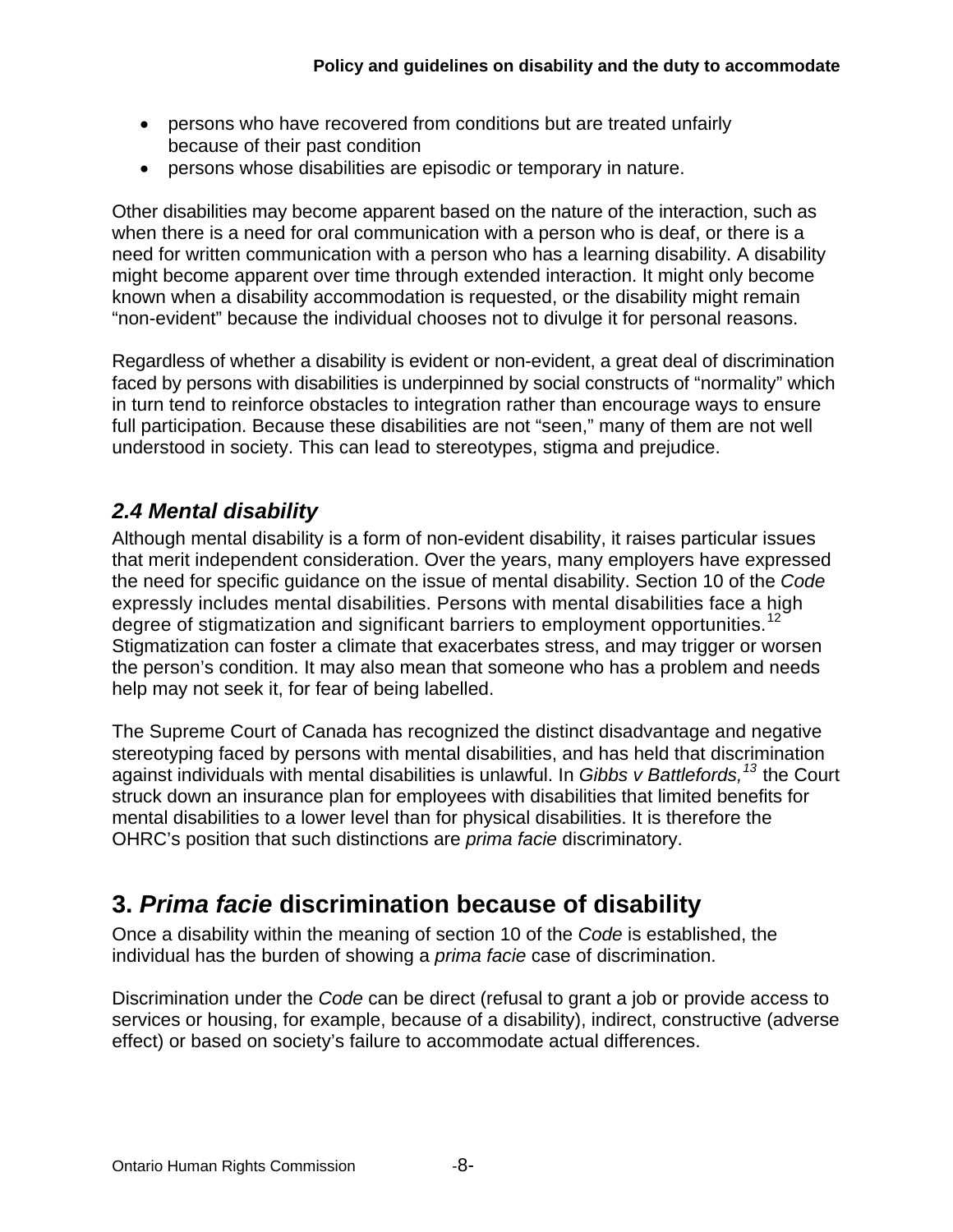- persons who have recovered from conditions but are treated unfairly because of their past condition
- persons whose disabilities are episodic or temporary in nature.

Other disabilities may become apparent based on the nature of the interaction, such as when there is a need for oral communication with a person who is deaf, or there is a need for written communication with a person who has a learning disability. A disability might become apparent over time through extended interaction. It might only become known when a disability accommodation is requested, or the disability might remain "non-evident" because the individual chooses not to divulge it for personal reasons.

Regardless of whether a disability is evident or non-evident, a great deal of discrimination faced by persons with disabilities is underpinned by social constructs of "normality" which in turn tend to reinforce obstacles to integration rather than encourage ways to ensure full participation. Because these disabilities are not "seen," many of them are not well understood in society. This can lead to stereotypes, stigma and prejudice.

### *2.4 Mental disability*

Although mental disability is a form of non-evident disability, it raises particular issues that merit independent consideration. Over the years, many employers have expressed the need for specific guidance on the issue of mental disability. Section 10 of the *Code* expressly includes mental disabilities. Persons with mental disabilities face a high degree of stigmatization and significant barriers to employment opportunities.[12] Stigmatization can foster a climate that exacerbates stress, and may trigger or worsen the person's condition. It may also mean that someone who has a problem and needs help may not seek it, for fear of being labelled.

The Supreme Court of Canada has recognized the distinct disadvantage and negative stereotyping faced by persons with mental disabilities, and has held that discrimination against individuals with mental disabilities is unlawful. In *Gibbs v Battlefords,*[13] the Court struck down an insurance plan for employees with disabilities that limited benefits for mental disabilities to a lower level than for physical disabilities. It is therefore the OHRC's position that such distinctions are *prima facie* discriminatory.

## 3. *Prima facie* discrimination because of disability

Once a disability within the meaning of section 10 of the *Code* is established, the individual has the burden of showing a *prima facie* case of discrimination.

Discrimination under the *Code* can be direct (refusal to grant a job or provide access to services or housing, for example, because of a disability), indirect, constructive (adverse effect) or based on society's failure to accommodate actual differences.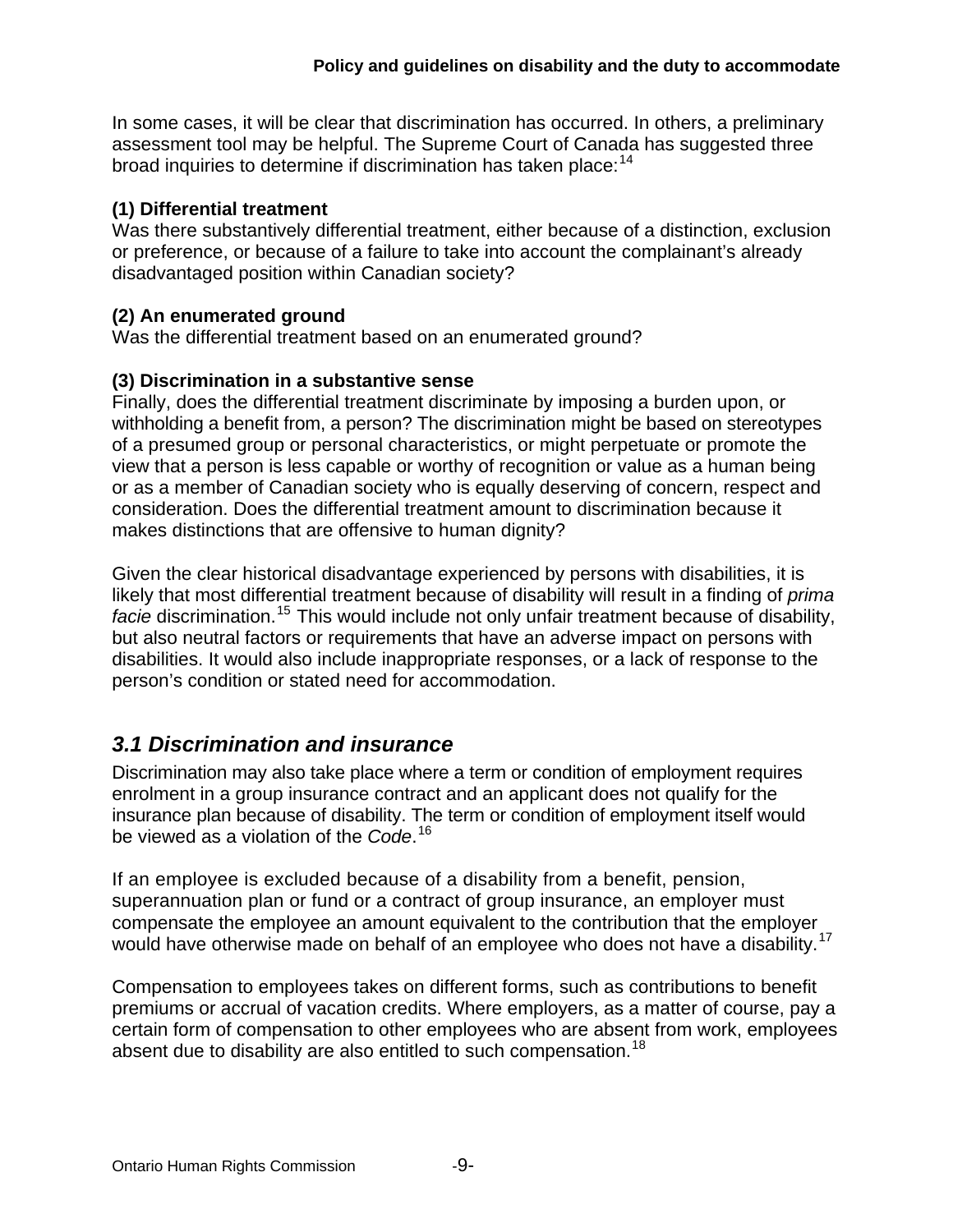In some cases, it will be clear that discrimination has occurred. In others, a preliminary assessment tool may be helpful. The Supreme Court of Canada has suggested three broad inquiries to determine if discrimination has taken place:[14]

**(1) Differential treatment**
Was there substantively differential treatment, either because of a distinction, exclusion or preference, or because of a failure to take into account the complainant's already disadvantaged position within Canadian society?

**(2) An enumerated ground**
Was the differential treatment based on an enumerated ground?

**(3) Discrimination in a substantive sense**
Finally, does the differential treatment discriminate by imposing a burden upon, or withholding a benefit from, a person? The discrimination might be based on stereotypes of a presumed group or personal characteristics, or might perpetuate or promote the view that a person is less capable or worthy of recognition or value as a human being or as a member of Canadian society who is equally deserving of concern, respect and consideration. Does the differential treatment amount to discrimination because it makes distinctions that are offensive to human dignity?

Given the clear historical disadvantage experienced by persons with disabilities, it is likely that most differential treatment because of disability will result in a finding of *prima facie* discrimination.[15] This would include not only unfair treatment because of disability, but also neutral factors or requirements that have an adverse impact on persons with disabilities. It would also include inappropriate responses, or a lack of response to the person's condition or stated need for accommodation.

## *3.1 Discrimination and insurance*

Discrimination may also take place where a term or condition of employment requires enrolment in a group insurance contract and an applicant does not qualify for the insurance plan because of disability. The term or condition of employment itself would be viewed as a violation of the *Code*.[16]

If an employee is excluded because of a disability from a benefit, pension, superannuation plan or fund or a contract of group insurance, an employer must compensate the employee an amount equivalent to the contribution that the employer would have otherwise made on behalf of an employee who does not have a disability.[17]

Compensation to employees takes on different forms, such as contributions to benefit premiums or accrual of vacation credits. Where employers, as a matter of course, pay a certain form of compensation to other employees who are absent from work, employees absent due to disability are also entitled to such compensation.[18]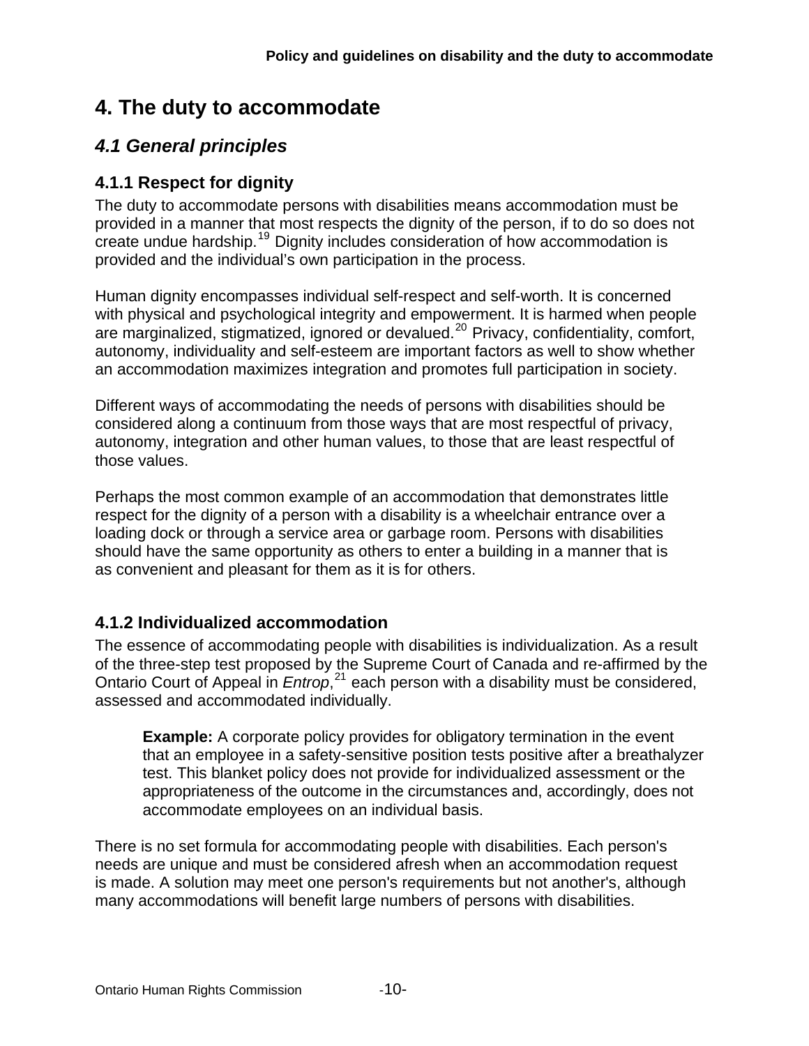# 4. The duty to accommodate

## *4.1 General principles*

### 4.1.1 Respect for dignity

The duty to accommodate persons with disabilities means accommodation must be provided in a manner that most respects the dignity of the person, if to do so does not create undue hardship.[19] Dignity includes consideration of how accommodation is provided and the individual's own participation in the process.

Human dignity encompasses individual self-respect and self-worth. It is concerned with physical and psychological integrity and empowerment. It is harmed when people are marginalized, stigmatized, ignored or devalued.[20] Privacy, confidentiality, comfort, autonomy, individuality and self-esteem are important factors as well to show whether an accommodation maximizes integration and promotes full participation in society.

Different ways of accommodating the needs of persons with disabilities should be considered along a continuum from those ways that are most respectful of privacy, autonomy, integration and other human values, to those that are least respectful of those values.

Perhaps the most common example of an accommodation that demonstrates little respect for the dignity of a person with a disability is a wheelchair entrance over a loading dock or through a service area or garbage room. Persons with disabilities should have the same opportunity as others to enter a building in a manner that is as convenient and pleasant for them as it is for others.

### 4.1.2 Individualized accommodation

The essence of accommodating people with disabilities is individualization. As a result of the three-step test proposed by the Supreme Court of Canada and re-affirmed by the Ontario Court of Appeal in *Entrop*,[21] each person with a disability must be considered, assessed and accommodated individually.

> **Example:** A corporate policy provides for obligatory termination in the event that an employee in a safety-sensitive position tests positive after a breathalyzer test. This blanket policy does not provide for individualized assessment or the appropriateness of the outcome in the circumstances and, accordingly, does not accommodate employees on an individual basis.

There is no set formula for accommodating people with disabilities. Each person's needs are unique and must be considered afresh when an accommodation request is made. A solution may meet one person's requirements but not another's, although many accommodations will benefit large numbers of persons with disabilities.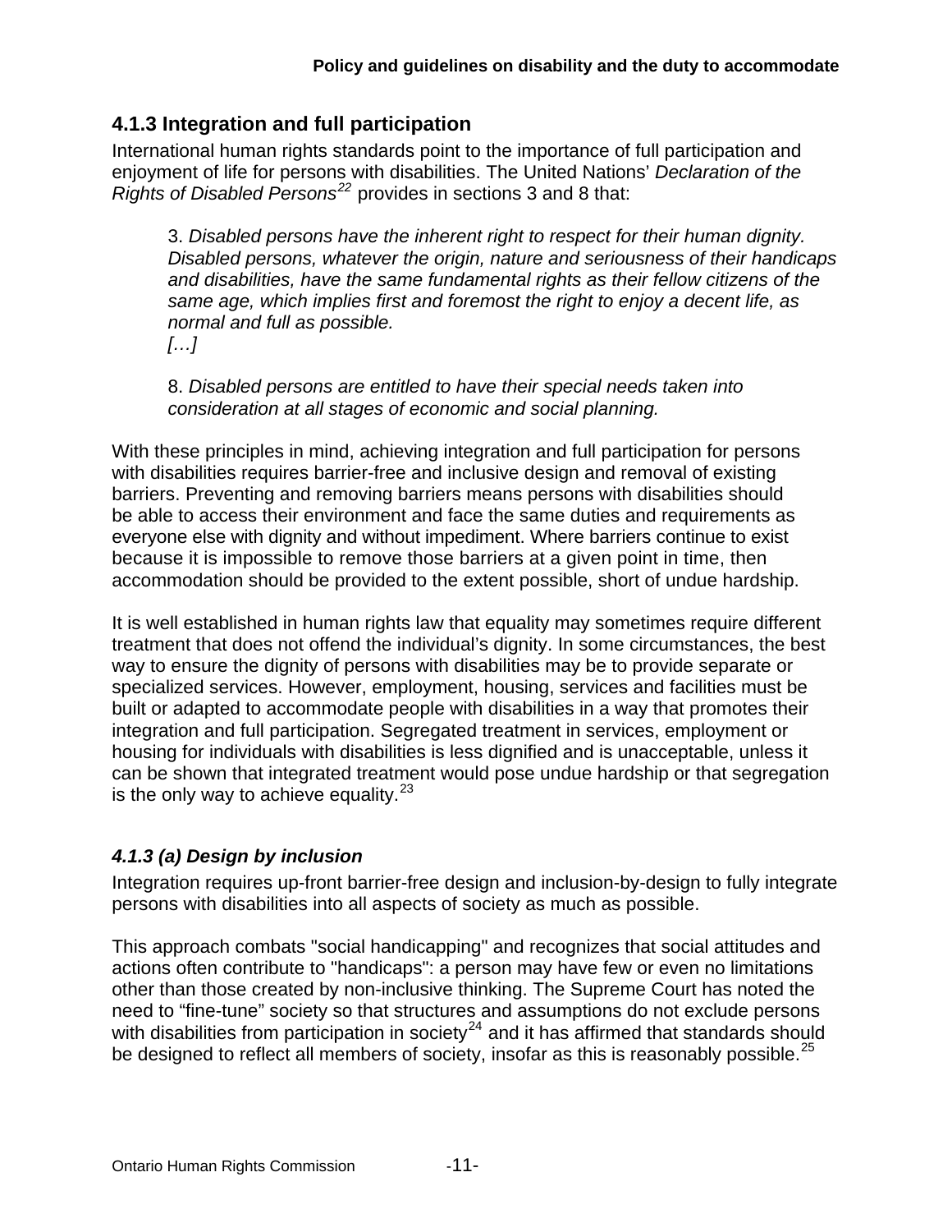### 4.1.3 Integration and full participation

International human rights standards point to the importance of full participation and enjoyment of life for persons with disabilities. The United Nations' *Declaration of the Rights of Disabled Persons*[22] provides in sections 3 and 8 that:

> 3. *Disabled persons have the inherent right to respect for their human dignity. Disabled persons, whatever the origin, nature and seriousness of their handicaps and disabilities, have the same fundamental rights as their fellow citizens of the same age, which implies first and foremost the right to enjoy a decent life, as normal and full as possible.*
> *[…]*
>
> 8. *Disabled persons are entitled to have their special needs taken into consideration at all stages of economic and social planning.*

With these principles in mind, achieving integration and full participation for persons with disabilities requires barrier-free and inclusive design and removal of existing barriers. Preventing and removing barriers means persons with disabilities should be able to access their environment and face the same duties and requirements as everyone else with dignity and without impediment. Where barriers continue to exist because it is impossible to remove those barriers at a given point in time, then accommodation should be provided to the extent possible, short of undue hardship.

It is well established in human rights law that equality may sometimes require different treatment that does not offend the individual's dignity. In some circumstances, the best way to ensure the dignity of persons with disabilities may be to provide separate or specialized services. However, employment, housing, services and facilities must be built or adapted to accommodate people with disabilities in a way that promotes their integration and full participation. Segregated treatment in services, employment or housing for individuals with disabilities is less dignified and is unacceptable, unless it can be shown that integrated treatment would pose undue hardship or that segregation is the only way to achieve equality.[23]

#### *4.1.3 (a) Design by inclusion*

Integration requires up-front barrier-free design and inclusion-by-design to fully integrate persons with disabilities into all aspects of society as much as possible.

This approach combats "social handicapping" and recognizes that social attitudes and actions often contribute to "handicaps": a person may have few or even no limitations other than those created by non-inclusive thinking. The Supreme Court has noted the need to "fine-tune" society so that structures and assumptions do not exclude persons with disabilities from participation in society[24] and it has affirmed that standards should be designed to reflect all members of society, insofar as this is reasonably possible.[25]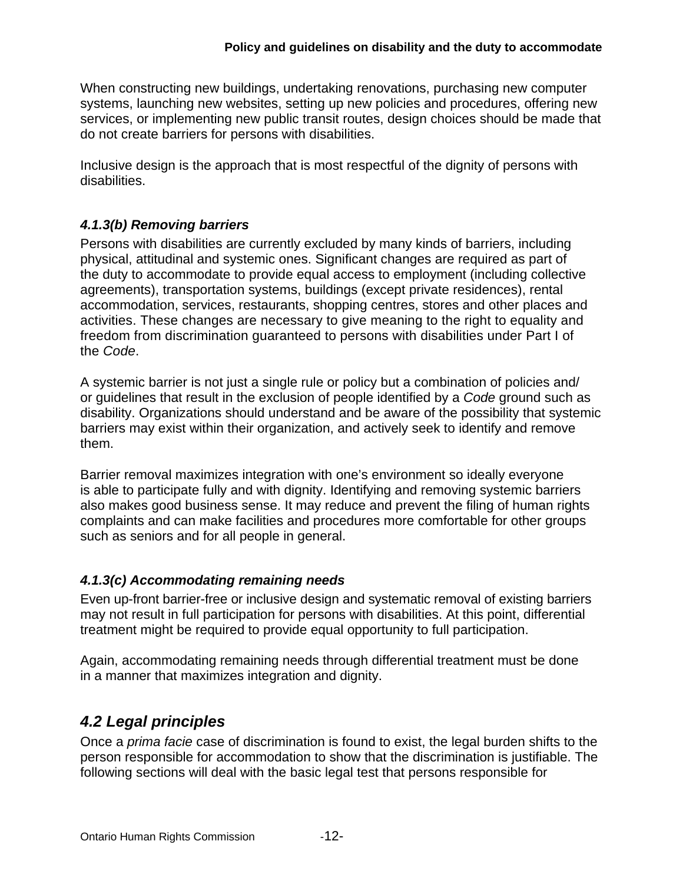When constructing new buildings, undertaking renovations, purchasing new computer systems, launching new websites, setting up new policies and procedures, offering new services, or implementing new public transit routes, design choices should be made that do not create barriers for persons with disabilities.

Inclusive design is the approach that is most respectful of the dignity of persons with disabilities.

#### *4.1.3(b) Removing barriers*

Persons with disabilities are currently excluded by many kinds of barriers, including physical, attitudinal and systemic ones. Significant changes are required as part of the duty to accommodate to provide equal access to employment (including collective agreements), transportation systems, buildings (except private residences), rental accommodation, services, restaurants, shopping centres, stores and other places and activities. These changes are necessary to give meaning to the right to equality and freedom from discrimination guaranteed to persons with disabilities under Part I of the *Code*.

A systemic barrier is not just a single rule or policy but a combination of policies and/or guidelines that result in the exclusion of people identified by a *Code* ground such as disability. Organizations should understand and be aware of the possibility that systemic barriers may exist within their organization, and actively seek to identify and remove them.

Barrier removal maximizes integration with one's environment so ideally everyone is able to participate fully and with dignity. Identifying and removing systemic barriers also makes good business sense. It may reduce and prevent the filing of human rights complaints and can make facilities and procedures more comfortable for other groups such as seniors and for all people in general.

#### *4.1.3(c) Accommodating remaining needs*

Even up-front barrier-free or inclusive design and systematic removal of existing barriers may not result in full participation for persons with disabilities. At this point, differential treatment might be required to provide equal opportunity to full participation.

Again, accommodating remaining needs through differential treatment must be done in a manner that maximizes integration and dignity.

## *4.2 Legal principles*

Once a *prima facie* case of discrimination is found to exist, the legal burden shifts to the person responsible for accommodation to show that the discrimination is justifiable. The following sections will deal with the basic legal test that persons responsible for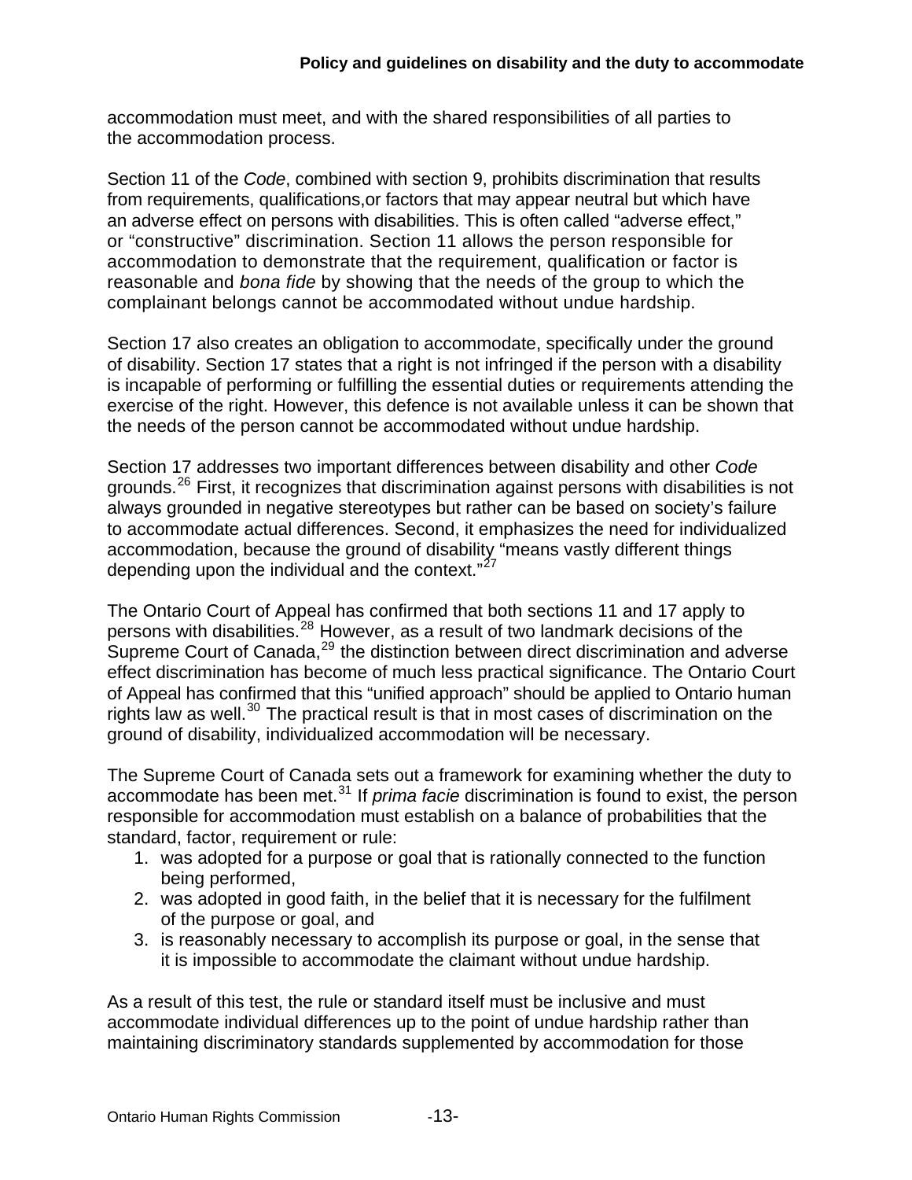accommodation must meet, and with the shared responsibilities of all parties to the accommodation process.

Section 11 of the *Code*, combined with section 9, prohibits discrimination that results from requirements, qualifications,or factors that may appear neutral but which have an adverse effect on persons with disabilities. This is often called "adverse effect," or "constructive" discrimination. Section 11 allows the person responsible for accommodation to demonstrate that the requirement, qualification or factor is reasonable and *bona fide* by showing that the needs of the group to which the complainant belongs cannot be accommodated without undue hardship.

Section 17 also creates an obligation to accommodate, specifically under the ground of disability. Section 17 states that a right is not infringed if the person with a disability is incapable of performing or fulfilling the essential duties or requirements attending the exercise of the right. However, this defence is not available unless it can be shown that the needs of the person cannot be accommodated without undue hardship.

Section 17 addresses two important differences between disability and other *Code* grounds.[26] First, it recognizes that discrimination against persons with disabilities is not always grounded in negative stereotypes but rather can be based on society's failure to accommodate actual differences. Second, it emphasizes the need for individualized accommodation, because the ground of disability "means vastly different things depending upon the individual and the context."[27]

The Ontario Court of Appeal has confirmed that both sections 11 and 17 apply to persons with disabilities.[28] However, as a result of two landmark decisions of the Supreme Court of Canada,[29] the distinction between direct discrimination and adverse effect discrimination has become of much less practical significance. The Ontario Court of Appeal has confirmed that this "unified approach" should be applied to Ontario human rights law as well.[30] The practical result is that in most cases of discrimination on the ground of disability, individualized accommodation will be necessary.

The Supreme Court of Canada sets out a framework for examining whether the duty to accommodate has been met.[31] If *prima facie* discrimination is found to exist, the person responsible for accommodation must establish on a balance of probabilities that the standard, factor, requirement or rule:

1. was adopted for a purpose or goal that is rationally connected to the function being performed,
2. was adopted in good faith, in the belief that it is necessary for the fulfilment of the purpose or goal, and
3. is reasonably necessary to accomplish its purpose or goal, in the sense that it is impossible to accommodate the claimant without undue hardship.

As a result of this test, the rule or standard itself must be inclusive and must accommodate individual differences up to the point of undue hardship rather than maintaining discriminatory standards supplemented by accommodation for those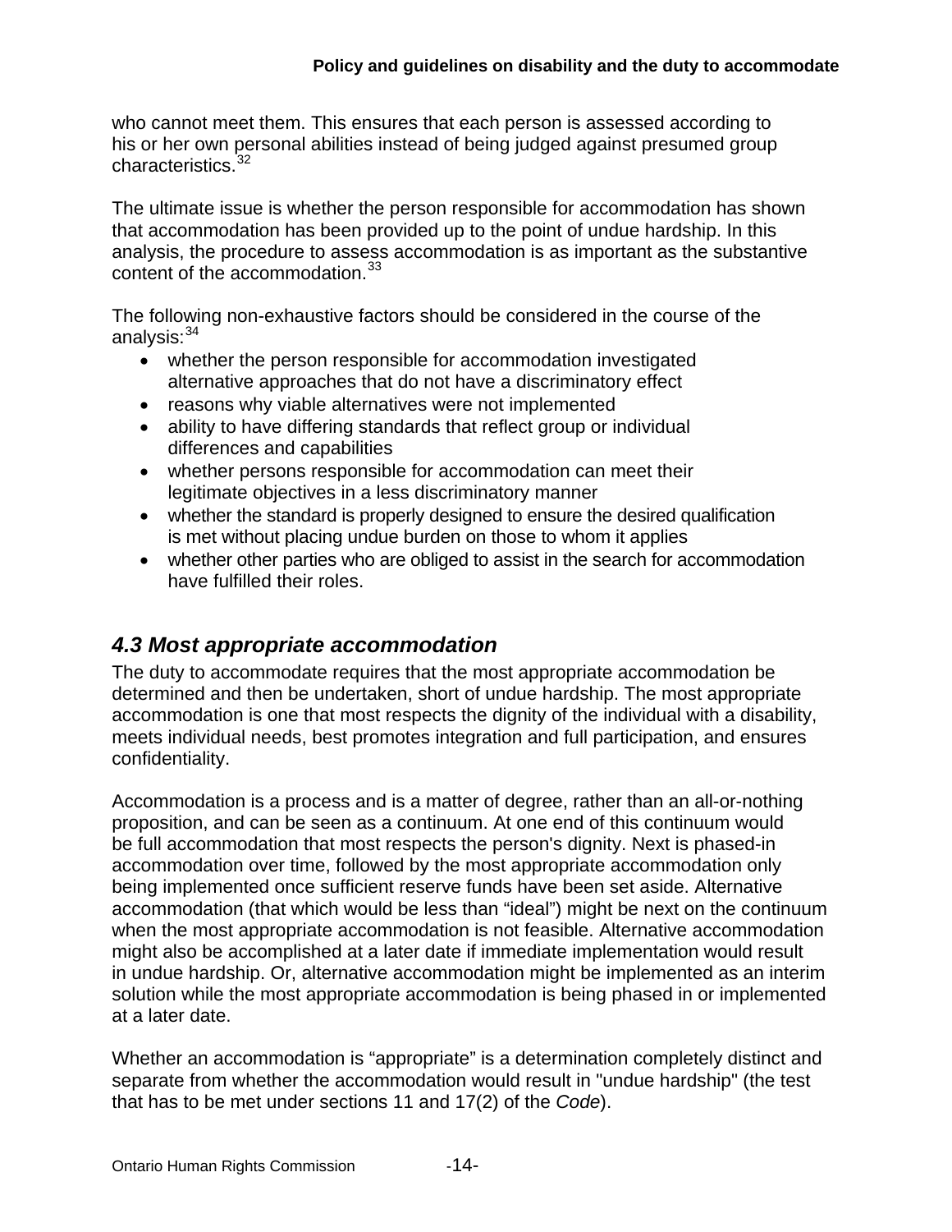who cannot meet them. This ensures that each person is assessed according to his or her own personal abilities instead of being judged against presumed group characteristics.[32]

The ultimate issue is whether the person responsible for accommodation has shown that accommodation has been provided up to the point of undue hardship. In this analysis, the procedure to assess accommodation is as important as the substantive content of the accommodation.[33]

The following non-exhaustive factors should be considered in the course of the analysis:[34]

- whether the person responsible for accommodation investigated alternative approaches that do not have a discriminatory effect
- reasons why viable alternatives were not implemented
- ability to have differing standards that reflect group or individual differences and capabilities
- whether persons responsible for accommodation can meet their legitimate objectives in a less discriminatory manner
- whether the standard is properly designed to ensure the desired qualification is met without placing undue burden on those to whom it applies
- whether other parties who are obliged to assist in the search for accommodation have fulfilled their roles.

## *4.3 Most appropriate accommodation*

The duty to accommodate requires that the most appropriate accommodation be determined and then be undertaken, short of undue hardship. The most appropriate accommodation is one that most respects the dignity of the individual with a disability, meets individual needs, best promotes integration and full participation, and ensures confidentiality.

Accommodation is a process and is a matter of degree, rather than an all-or-nothing proposition, and can be seen as a continuum. At one end of this continuum would be full accommodation that most respects the person's dignity. Next is phased-in accommodation over time, followed by the most appropriate accommodation only being implemented once sufficient reserve funds have been set aside. Alternative accommodation (that which would be less than "ideal") might be next on the continuum when the most appropriate accommodation is not feasible. Alternative accommodation might also be accomplished at a later date if immediate implementation would result in undue hardship. Or, alternative accommodation might be implemented as an interim solution while the most appropriate accommodation is being phased in or implemented at a later date.

Whether an accommodation is "appropriate" is a determination completely distinct and separate from whether the accommodation would result in "undue hardship" (the test that has to be met under sections 11 and 17(2) of the *Code*).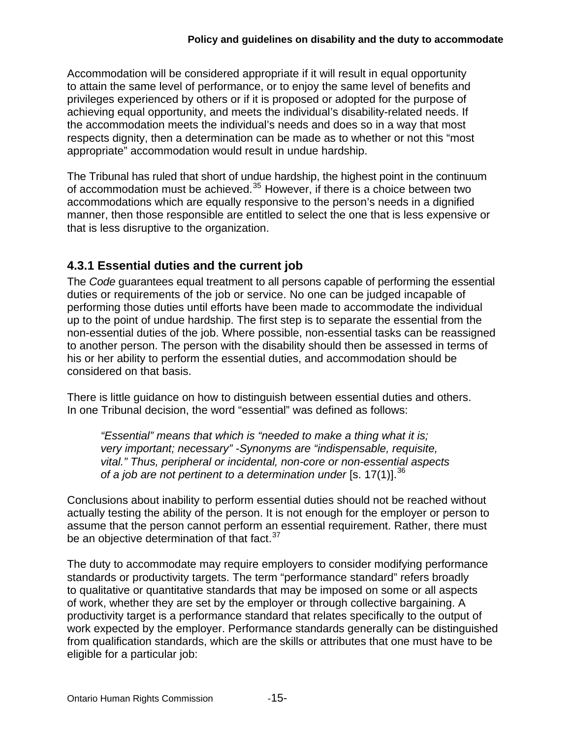Accommodation will be considered appropriate if it will result in equal opportunity to attain the same level of performance, or to enjoy the same level of benefits and privileges experienced by others or if it is proposed or adopted for the purpose of achieving equal opportunity, and meets the individual's disability-related needs. If the accommodation meets the individual's needs and does so in a way that most respects dignity, then a determination can be made as to whether or not this "most appropriate" accommodation would result in undue hardship.

The Tribunal has ruled that short of undue hardship, the highest point in the continuum of accommodation must be achieved.[35] However, if there is a choice between two accommodations which are equally responsive to the person's needs in a dignified manner, then those responsible are entitled to select the one that is less expensive or that is less disruptive to the organization.

### 4.3.1 Essential duties and the current job

The *Code* guarantees equal treatment to all persons capable of performing the essential duties or requirements of the job or service. No one can be judged incapable of performing those duties until efforts have been made to accommodate the individual up to the point of undue hardship. The first step is to separate the essential from the non-essential duties of the job. Where possible, non-essential tasks can be reassigned to another person. The person with the disability should then be assessed in terms of his or her ability to perform the essential duties, and accommodation should be considered on that basis.

There is little guidance on how to distinguish between essential duties and others. In one Tribunal decision, the word "essential" was defined as follows:

> *"Essential" means that which is "needed to make a thing what it is; very important; necessary" -Synonyms are "indispensable, requisite, vital." Thus, peripheral or incidental, non-core or non-essential aspects of a job are not pertinent to a determination under* [s. 17(1)].[36]

Conclusions about inability to perform essential duties should not be reached without actually testing the ability of the person. It is not enough for the employer or person to assume that the person cannot perform an essential requirement. Rather, there must be an objective determination of that fact.[37]

The duty to accommodate may require employers to consider modifying performance standards or productivity targets. The term "performance standard" refers broadly to qualitative or quantitative standards that may be imposed on some or all aspects of work, whether they are set by the employer or through collective bargaining. A productivity target is a performance standard that relates specifically to the output of work expected by the employer. Performance standards generally can be distinguished from qualification standards, which are the skills or attributes that one must have to be eligible for a particular job: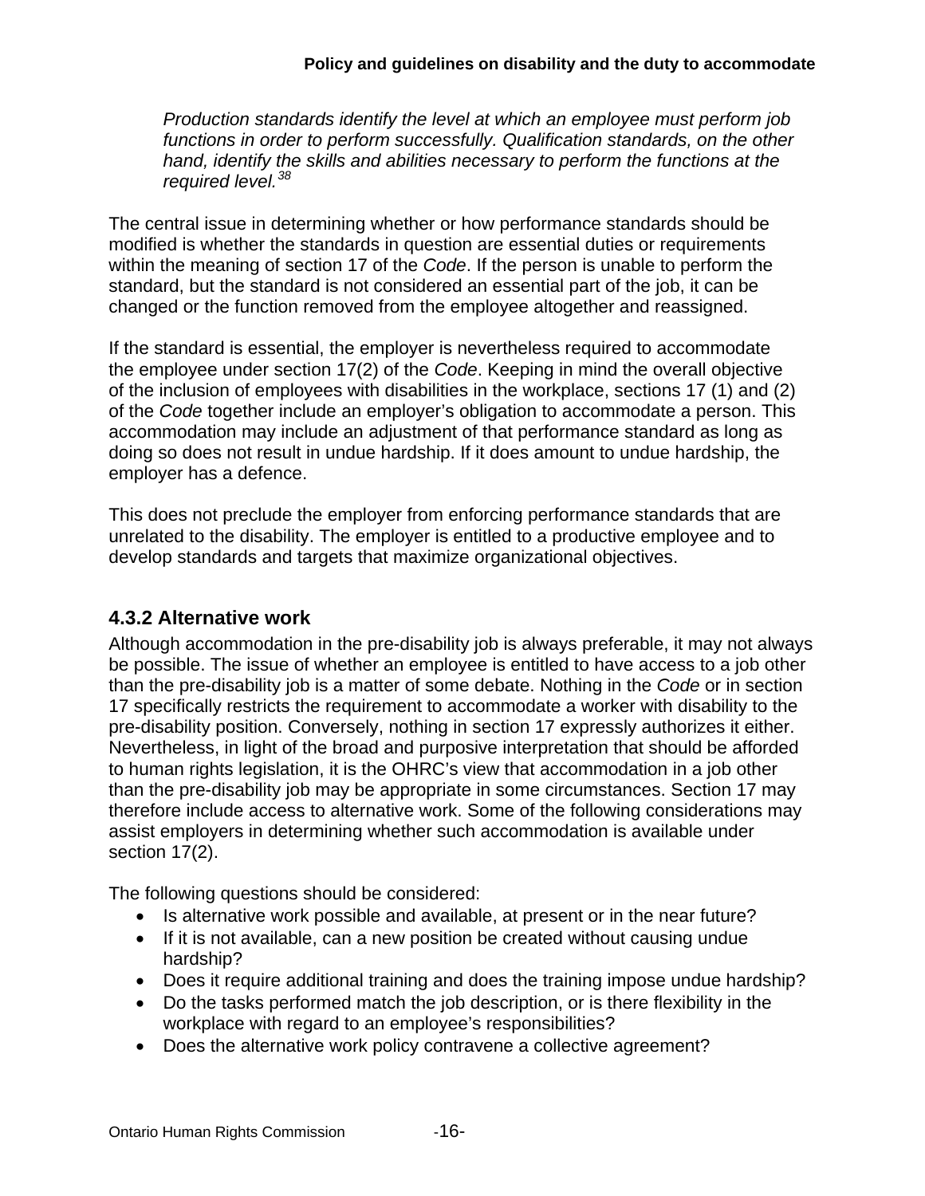*Production standards identify the level at which an employee must perform job functions in order to perform successfully. Qualification standards, on the other hand, identify the skills and abilities necessary to perform the functions at the required level.*[38]

The central issue in determining whether or how performance standards should be modified is whether the standards in question are essential duties or requirements within the meaning of section 17 of the *Code*. If the person is unable to perform the standard, but the standard is not considered an essential part of the job, it can be changed or the function removed from the employee altogether and reassigned.

If the standard is essential, the employer is nevertheless required to accommodate the employee under section 17(2) of the *Code*. Keeping in mind the overall objective of the inclusion of employees with disabilities in the workplace, sections 17 (1) and (2) of the *Code* together include an employer's obligation to accommodate a person. This accommodation may include an adjustment of that performance standard as long as doing so does not result in undue hardship. If it does amount to undue hardship, the employer has a defence.

This does not preclude the employer from enforcing performance standards that are unrelated to the disability. The employer is entitled to a productive employee and to develop standards and targets that maximize organizational objectives.

### 4.3.2 Alternative work

Although accommodation in the pre-disability job is always preferable, it may not always be possible. The issue of whether an employee is entitled to have access to a job other than the pre-disability job is a matter of some debate. Nothing in the *Code* or in section 17 specifically restricts the requirement to accommodate a worker with disability to the pre-disability position. Conversely, nothing in section 17 expressly authorizes it either. Nevertheless, in light of the broad and purposive interpretation that should be afforded to human rights legislation, it is the OHRC's view that accommodation in a job other than the pre-disability job may be appropriate in some circumstances. Section 17 may therefore include access to alternative work. Some of the following considerations may assist employers in determining whether such accommodation is available under section 17(2).

The following questions should be considered:

- Is alternative work possible and available, at present or in the near future?
- If it is not available, can a new position be created without causing undue hardship?
- Does it require additional training and does the training impose undue hardship?
- Do the tasks performed match the job description, or is there flexibility in the workplace with regard to an employee's responsibilities?
- Does the alternative work policy contravene a collective agreement?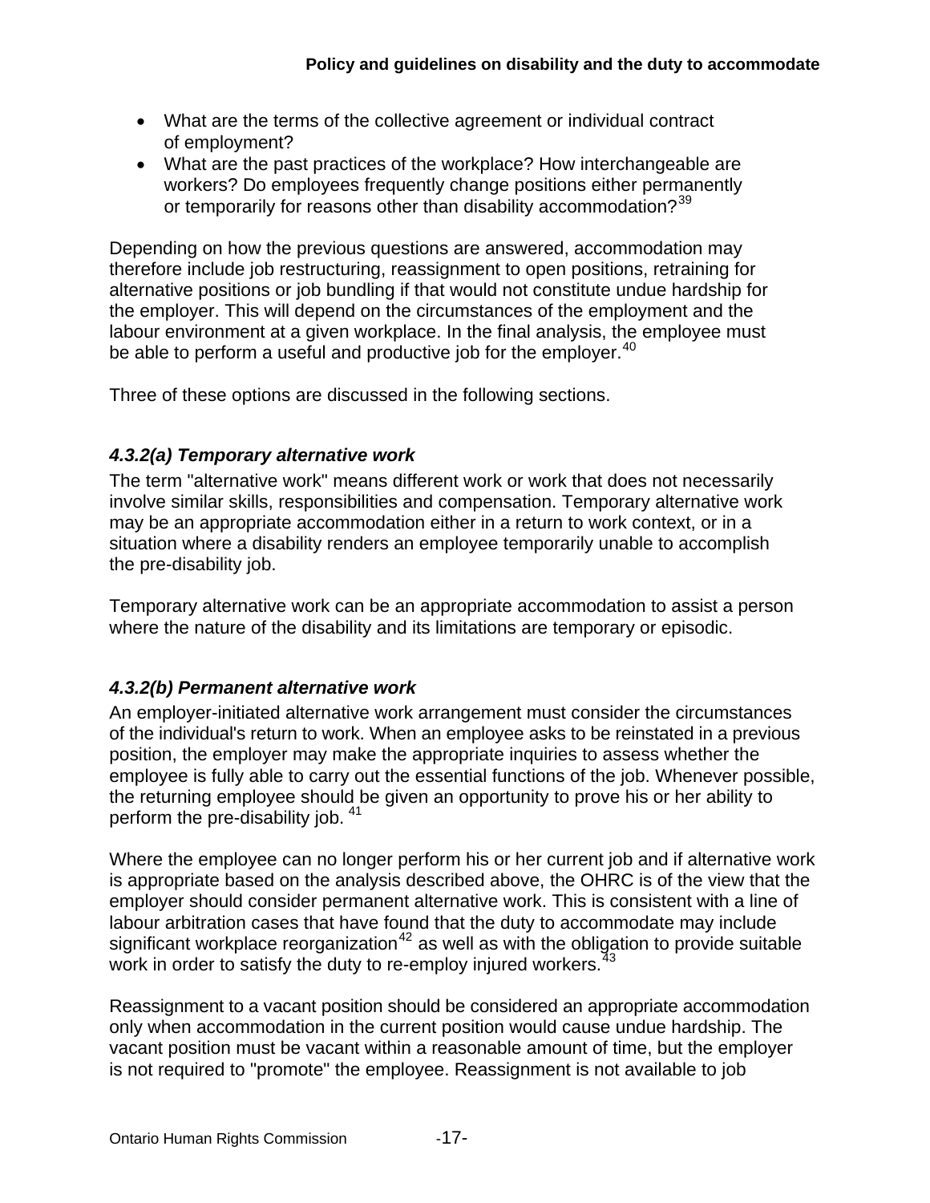- What are the terms of the collective agreement or individual contract of employment?
- What are the past practices of the workplace? How interchangeable are workers? Do employees frequently change positions either permanently or temporarily for reasons other than disability accommodation?[39]

Depending on how the previous questions are answered, accommodation may therefore include job restructuring, reassignment to open positions, retraining for alternative positions or job bundling if that would not constitute undue hardship for the employer. This will depend on the circumstances of the employment and the labour environment at a given workplace. In the final analysis, the employee must be able to perform a useful and productive job for the employer.[40]

Three of these options are discussed in the following sections.

#### *4.3.2(a) Temporary alternative work*

The term "alternative work" means different work or work that does not necessarily involve similar skills, responsibilities and compensation. Temporary alternative work may be an appropriate accommodation either in a return to work context, or in a situation where a disability renders an employee temporarily unable to accomplish the pre-disability job.

Temporary alternative work can be an appropriate accommodation to assist a person where the nature of the disability and its limitations are temporary or episodic.

#### *4.3.2(b) Permanent alternative work*

An employer-initiated alternative work arrangement must consider the circumstances of the individual's return to work. When an employee asks to be reinstated in a previous position, the employer may make the appropriate inquiries to assess whether the employee is fully able to carry out the essential functions of the job. Whenever possible, the returning employee should be given an opportunity to prove his or her ability to perform the pre-disability job.[41]

Where the employee can no longer perform his or her current job and if alternative work is appropriate based on the analysis described above, the OHRC is of the view that the employer should consider permanent alternative work. This is consistent with a line of labour arbitration cases that have found that the duty to accommodate may include significant workplace reorganization[42] as well as with the obligation to provide suitable work in order to satisfy the duty to re-employ injured workers.[43]

Reassignment to a vacant position should be considered an appropriate accommodation only when accommodation in the current position would cause undue hardship. The vacant position must be vacant within a reasonable amount of time, but the employer is not required to "promote" the employee. Reassignment is not available to job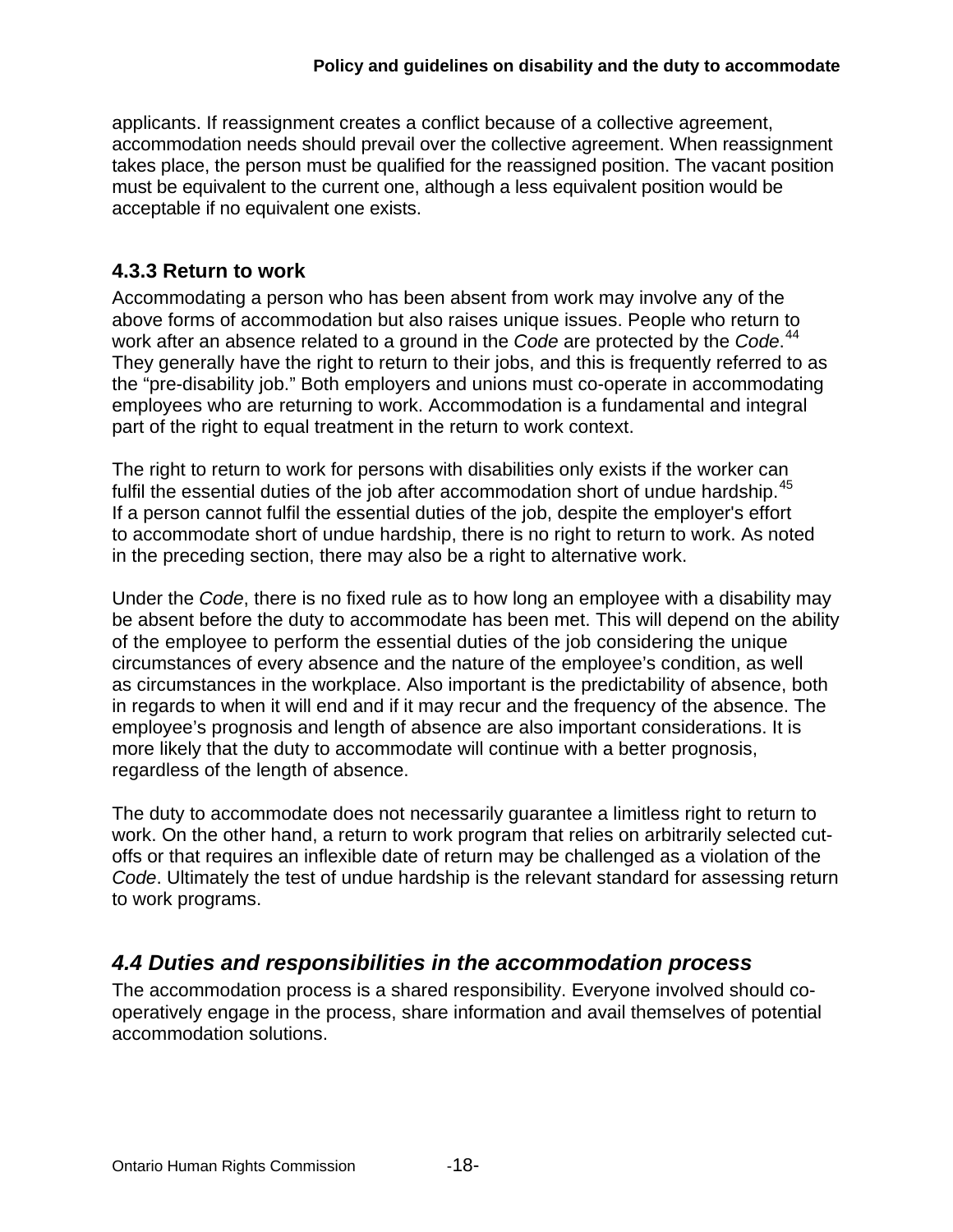applicants. If reassignment creates a conflict because of a collective agreement, accommodation needs should prevail over the collective agreement. When reassignment takes place, the person must be qualified for the reassigned position. The vacant position must be equivalent to the current one, although a less equivalent position would be acceptable if no equivalent one exists.

### 4.3.3 Return to work

Accommodating a person who has been absent from work may involve any of the above forms of accommodation but also raises unique issues. People who return to work after an absence related to a ground in the *Code* are protected by the *Code*.[44] They generally have the right to return to their jobs, and this is frequently referred to as the "pre-disability job." Both employers and unions must co-operate in accommodating employees who are returning to work. Accommodation is a fundamental and integral part of the right to equal treatment in the return to work context.

The right to return to work for persons with disabilities only exists if the worker can fulfil the essential duties of the job after accommodation short of undue hardship.[45] If a person cannot fulfil the essential duties of the job, despite the employer's effort to accommodate short of undue hardship, there is no right to return to work. As noted in the preceding section, there may also be a right to alternative work.

Under the *Code*, there is no fixed rule as to how long an employee with a disability may be absent before the duty to accommodate has been met. This will depend on the ability of the employee to perform the essential duties of the job considering the unique circumstances of every absence and the nature of the employee's condition, as well as circumstances in the workplace. Also important is the predictability of absence, both in regards to when it will end and if it may recur and the frequency of the absence. The employee's prognosis and length of absence are also important considerations. It is more likely that the duty to accommodate will continue with a better prognosis, regardless of the length of absence.

The duty to accommodate does not necessarily guarantee a limitless right to return to work. On the other hand, a return to work program that relies on arbitrarily selected cut-offs or that requires an inflexible date of return may be challenged as a violation of the *Code*. Ultimately the test of undue hardship is the relevant standard for assessing return to work programs.

## *4.4 Duties and responsibilities in the accommodation process*

The accommodation process is a shared responsibility. Everyone involved should co-operatively engage in the process, share information and avail themselves of potential accommodation solutions.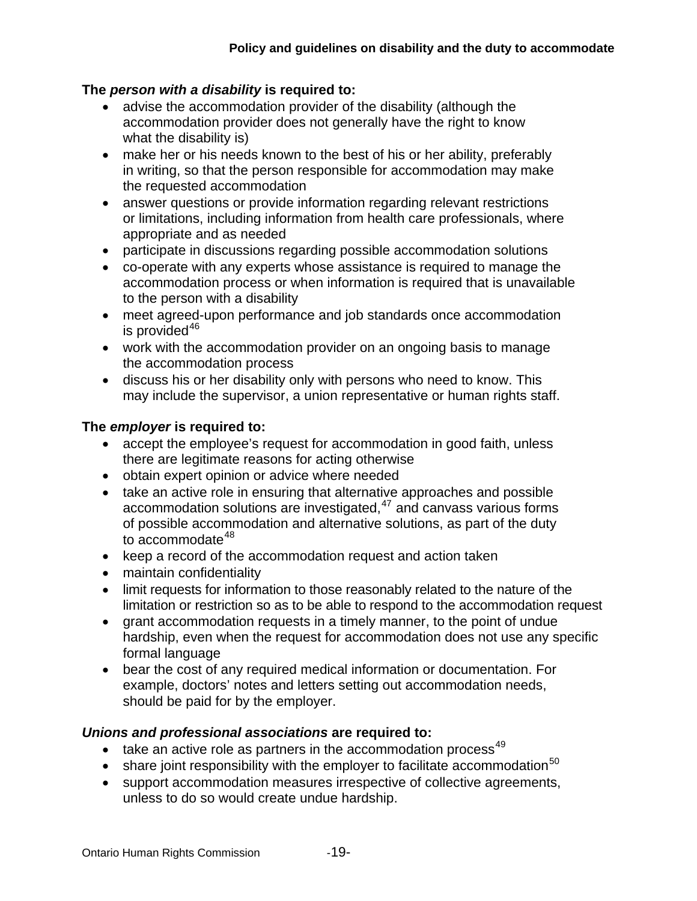**The *person with a disability* is required to:**

- advise the accommodation provider of the disability (although the accommodation provider does not generally have the right to know what the disability is)
- make her or his needs known to the best of his or her ability, preferably in writing, so that the person responsible for accommodation may make the requested accommodation
- answer questions or provide information regarding relevant restrictions or limitations, including information from health care professionals, where appropriate and as needed
- participate in discussions regarding possible accommodation solutions
- co-operate with any experts whose assistance is required to manage the accommodation process or when information is required that is unavailable to the person with a disability
- meet agreed-upon performance and job standards once accommodation is provided[46]
- work with the accommodation provider on an ongoing basis to manage the accommodation process
- discuss his or her disability only with persons who need to know. This may include the supervisor, a union representative or human rights staff.

**The *employer* is required to:**

- accept the employee's request for accommodation in good faith, unless there are legitimate reasons for acting otherwise
- obtain expert opinion or advice where needed
- take an active role in ensuring that alternative approaches and possible accommodation solutions are investigated,[47] and canvass various forms of possible accommodation and alternative solutions, as part of the duty to accommodate[48]
- keep a record of the accommodation request and action taken
- maintain confidentiality
- limit requests for information to those reasonably related to the nature of the limitation or restriction so as to be able to respond to the accommodation request
- grant accommodation requests in a timely manner, to the point of undue hardship, even when the request for accommodation does not use any specific formal language
- bear the cost of any required medical information or documentation. For example, doctors' notes and letters setting out accommodation needs, should be paid for by the employer.

***Unions and professional associations* are required to:**

- take an active role as partners in the accommodation process[49]
- share joint responsibility with the employer to facilitate accommodation[50]
- support accommodation measures irrespective of collective agreements, unless to do so would create undue hardship.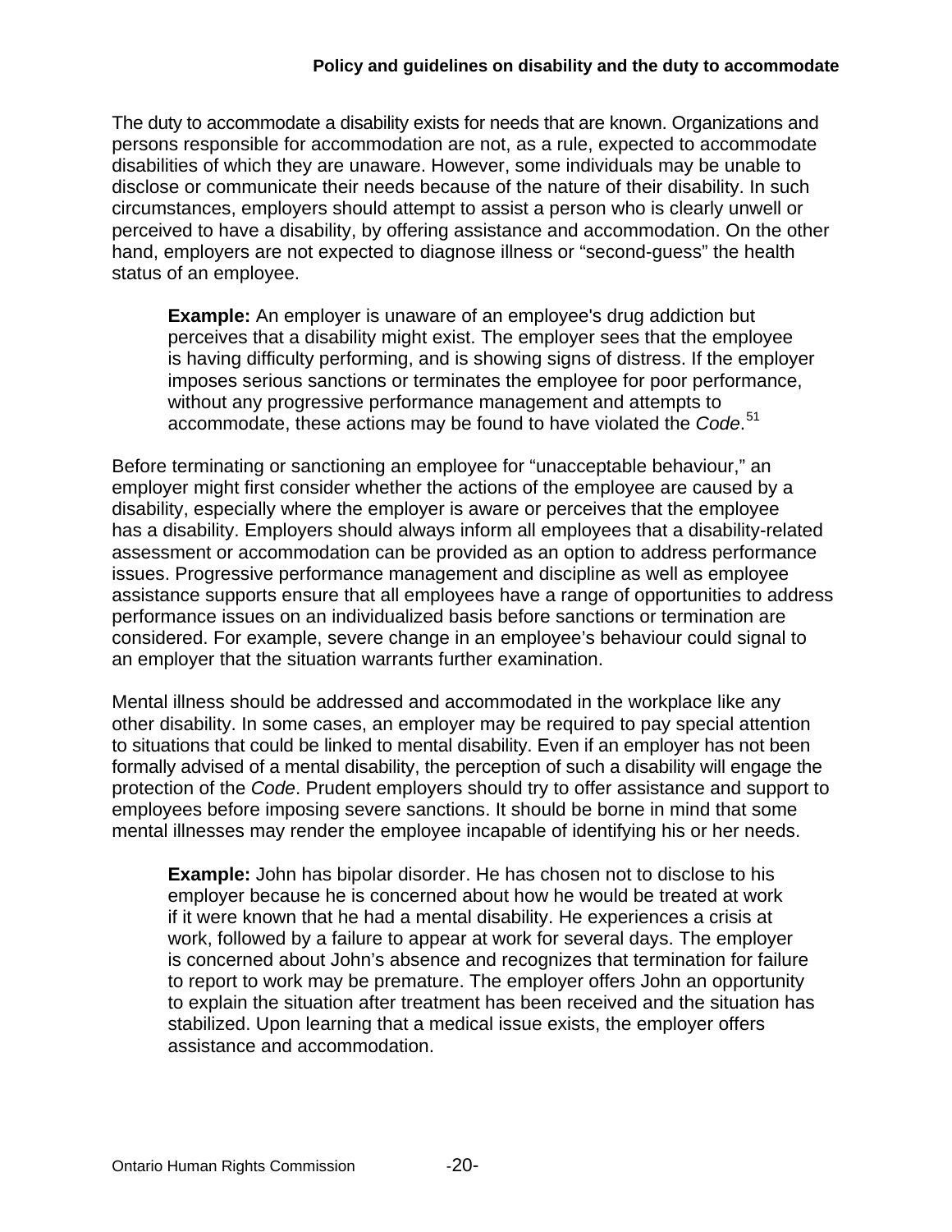The duty to accommodate a disability exists for needs that are known. Organizations and persons responsible for accommodation are not, as a rule, expected to accommodate disabilities of which they are unaware. However, some individuals may be unable to disclose or communicate their needs because of the nature of their disability. In such circumstances, employers should attempt to assist a person who is clearly unwell or perceived to have a disability, by offering assistance and accommodation. On the other hand, employers are not expected to diagnose illness or "second-guess" the health status of an employee.

> **Example:** An employer is unaware of an employee's drug addiction but perceives that a disability might exist. The employer sees that the employee is having difficulty performing, and is showing signs of distress. If the employer imposes serious sanctions or terminates the employee for poor performance, without any progressive performance management and attempts to accommodate, these actions may be found to have violated the *Code*.[51]

Before terminating or sanctioning an employee for "unacceptable behaviour," an employer might first consider whether the actions of the employee are caused by a disability, especially where the employer is aware or perceives that the employee has a disability. Employers should always inform all employees that a disability-related assessment or accommodation can be provided as an option to address performance issues. Progressive performance management and discipline as well as employee assistance supports ensure that all employees have a range of opportunities to address performance issues on an individualized basis before sanctions or termination are considered. For example, severe change in an employee's behaviour could signal to an employer that the situation warrants further examination.

Mental illness should be addressed and accommodated in the workplace like any other disability. In some cases, an employer may be required to pay special attention to situations that could be linked to mental disability. Even if an employer has not been formally advised of a mental disability, the perception of such a disability will engage the protection of the *Code*. Prudent employers should try to offer assistance and support to employees before imposing severe sanctions. It should be borne in mind that some mental illnesses may render the employee incapable of identifying his or her needs.

> **Example:** John has bipolar disorder. He has chosen not to disclose to his employer because he is concerned about how he would be treated at work if it were known that he had a mental disability. He experiences a crisis at work, followed by a failure to appear at work for several days. The employer is concerned about John's absence and recognizes that termination for failure to report to work may be premature. The employer offers John an opportunity to explain the situation after treatment has been received and the situation has stabilized. Upon learning that a medical issue exists, the employer offers assistance and accommodation.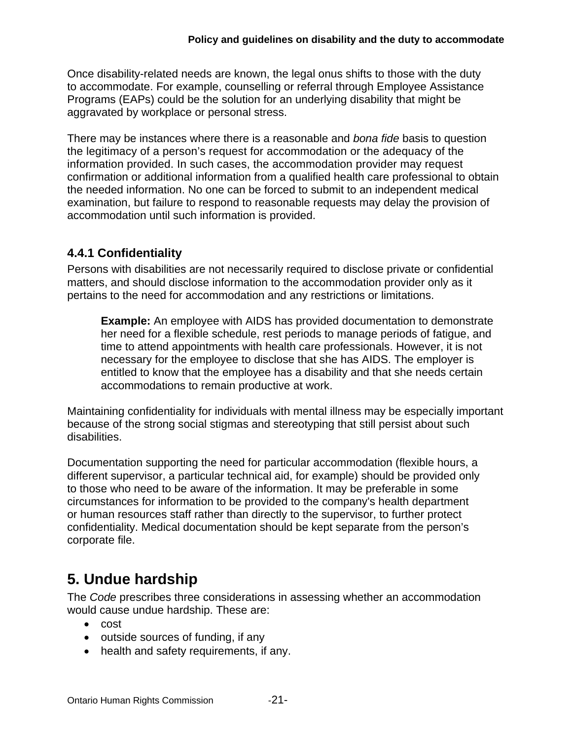Once disability-related needs are known, the legal onus shifts to those with the duty to accommodate. For example, counselling or referral through Employee Assistance Programs (EAPs) could be the solution for an underlying disability that might be aggravated by workplace or personal stress.

There may be instances where there is a reasonable and *bona fide* basis to question the legitimacy of a person's request for accommodation or the adequacy of the information provided. In such cases, the accommodation provider may request confirmation or additional information from a qualified health care professional to obtain the needed information. No one can be forced to submit to an independent medical examination, but failure to respond to reasonable requests may delay the provision of accommodation until such information is provided.

### 4.4.1 Confidentiality

Persons with disabilities are not necessarily required to disclose private or confidential matters, and should disclose information to the accommodation provider only as it pertains to the need for accommodation and any restrictions or limitations.

> **Example:** An employee with AIDS has provided documentation to demonstrate her need for a flexible schedule, rest periods to manage periods of fatigue, and time to attend appointments with health care professionals. However, it is not necessary for the employee to disclose that she has AIDS. The employer is entitled to know that the employee has a disability and that she needs certain accommodations to remain productive at work.

Maintaining confidentiality for individuals with mental illness may be especially important because of the strong social stigmas and stereotyping that still persist about such disabilities.

Documentation supporting the need for particular accommodation (flexible hours, a different supervisor, a particular technical aid, for example) should be provided only to those who need to be aware of the information. It may be preferable in some circumstances for information to be provided to the company's health department or human resources staff rather than directly to the supervisor, to further protect confidentiality. Medical documentation should be kept separate from the person's corporate file.

## 5. Undue hardship

The *Code* prescribes three considerations in assessing whether an accommodation would cause undue hardship. These are:

- cost
- outside sources of funding, if any
- health and safety requirements, if any.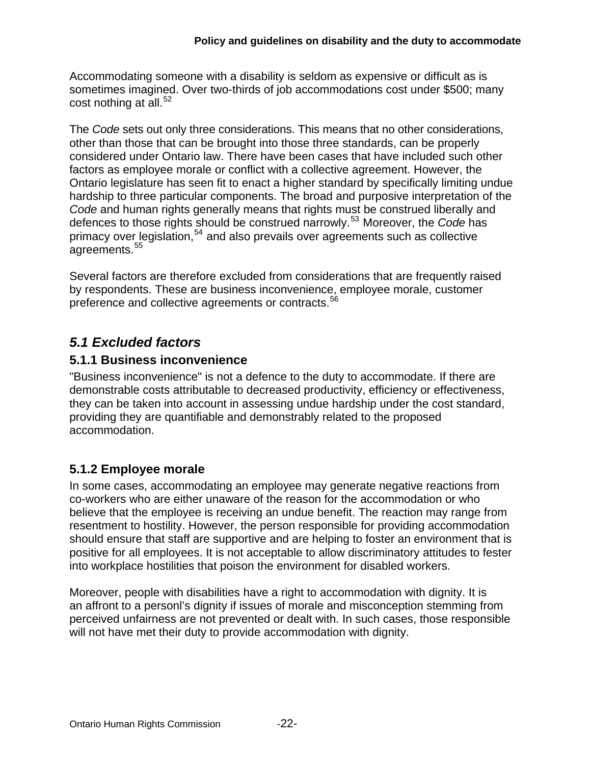Accommodating someone with a disability is seldom as expensive or difficult as is sometimes imagined. Over two-thirds of job accommodations cost under $500; many cost nothing at all.[52]

The *Code* sets out only three considerations. This means that no other considerations, other than those that can be brought into those three standards, can be properly considered under Ontario law. There have been cases that have included such other factors as employee morale or conflict with a collective agreement. However, the Ontario legislature has seen fit to enact a higher standard by specifically limiting undue hardship to three particular components. The broad and purposive interpretation of the *Code* and human rights generally means that rights must be construed liberally and defences to those rights should be construed narrowly.[53] Moreover, the *Code* has primacy over legislation,[54] and also prevails over agreements such as collective agreements.[55]

Several factors are therefore excluded from considerations that are frequently raised by respondents. These are business inconvenience, employee morale, customer preference and collective agreements or contracts.[56]

## *5.1 Excluded factors*

### 5.1.1 Business inconvenience

"Business inconvenience" is not a defence to the duty to accommodate. If there are demonstrable costs attributable to decreased productivity, efficiency or effectiveness, they can be taken into account in assessing undue hardship under the cost standard, providing they are quantifiable and demonstrably related to the proposed accommodation.

### 5.1.2 Employee morale

In some cases, accommodating an employee may generate negative reactions from co-workers who are either unaware of the reason for the accommodation or who believe that the employee is receiving an undue benefit. The reaction may range from resentment to hostility. However, the person responsible for providing accommodation should ensure that staff are supportive and are helping to foster an environment that is positive for all employees. It is not acceptable to allow discriminatory attitudes to fester into workplace hostilities that poison the environment for disabled workers.

Moreover, people with disabilities have a right to accommodation with dignity. It is an affront to a personl's dignity if issues of morale and misconception stemming from perceived unfairness are not prevented or dealt with. In such cases, those responsible will not have met their duty to provide accommodation with dignity.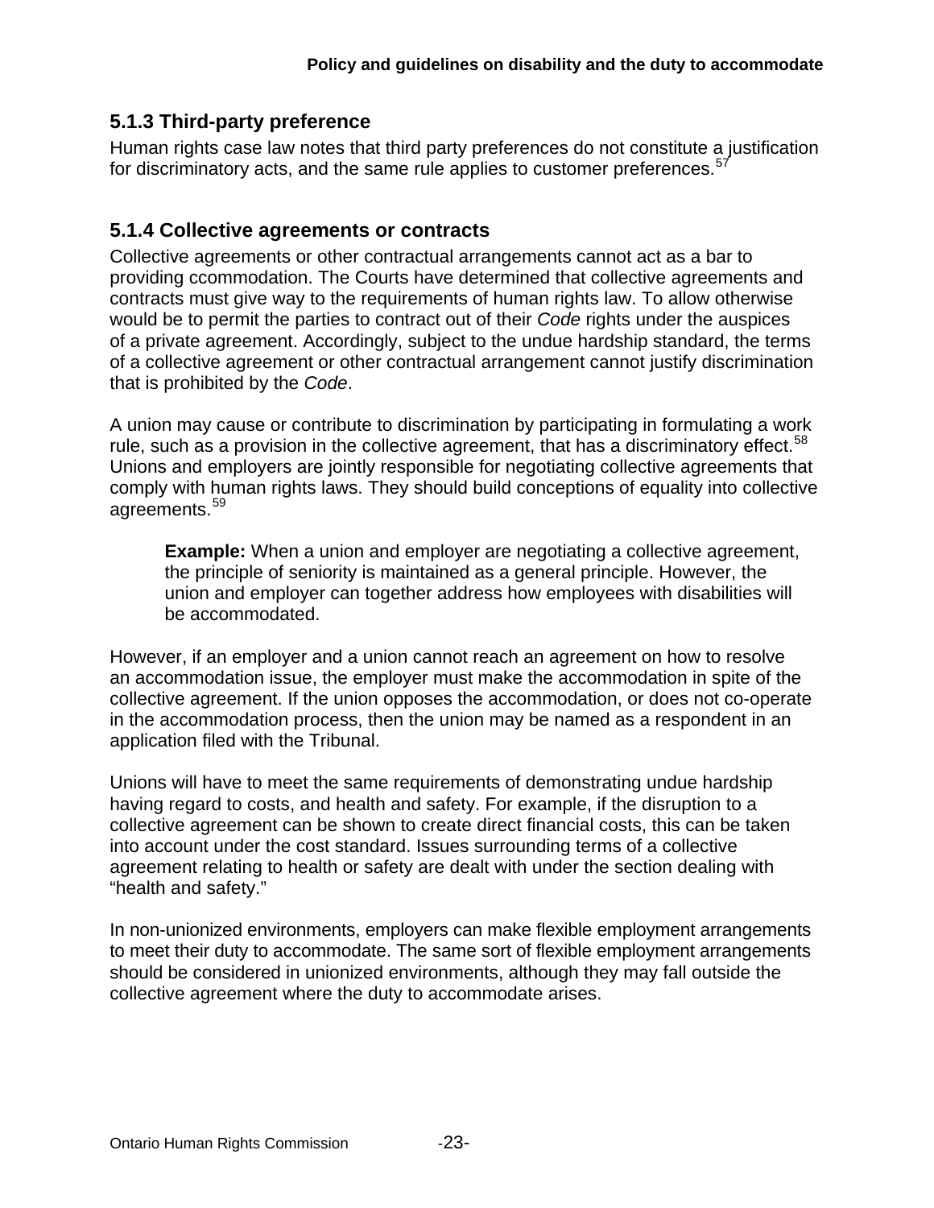### 5.1.3 Third-party preference

Human rights case law notes that third party preferences do not constitute a justification for discriminatory acts, and the same rule applies to customer preferences.[57]

### 5.1.4 Collective agreements or contracts

Collective agreements or other contractual arrangements cannot act as a bar to providing ccommodation. The Courts have determined that collective agreements and contracts must give way to the requirements of human rights law. To allow otherwise would be to permit the parties to contract out of their *Code* rights under the auspices of a private agreement. Accordingly, subject to the undue hardship standard, the terms of a collective agreement or other contractual arrangement cannot justify discrimination that is prohibited by the *Code*.

A union may cause or contribute to discrimination by participating in formulating a work rule, such as a provision in the collective agreement, that has a discriminatory effect.[58] Unions and employers are jointly responsible for negotiating collective agreements that comply with human rights laws. They should build conceptions of equality into collective agreements.[59]

> **Example:** When a union and employer are negotiating a collective agreement, the principle of seniority is maintained as a general principle. However, the union and employer can together address how employees with disabilities will be accommodated.

However, if an employer and a union cannot reach an agreement on how to resolve an accommodation issue, the employer must make the accommodation in spite of the collective agreement. If the union opposes the accommodation, or does not co-operate in the accommodation process, then the union may be named as a respondent in an application filed with the Tribunal.

Unions will have to meet the same requirements of demonstrating undue hardship having regard to costs, and health and safety. For example, if the disruption to a collective agreement can be shown to create direct financial costs, this can be taken into account under the cost standard. Issues surrounding terms of a collective agreement relating to health or safety are dealt with under the section dealing with "health and safety."

In non-unionized environments, employers can make flexible employment arrangements to meet their duty to accommodate. The same sort of flexible employment arrangements should be considered in unionized environments, although they may fall outside the collective agreement where the duty to accommodate arises.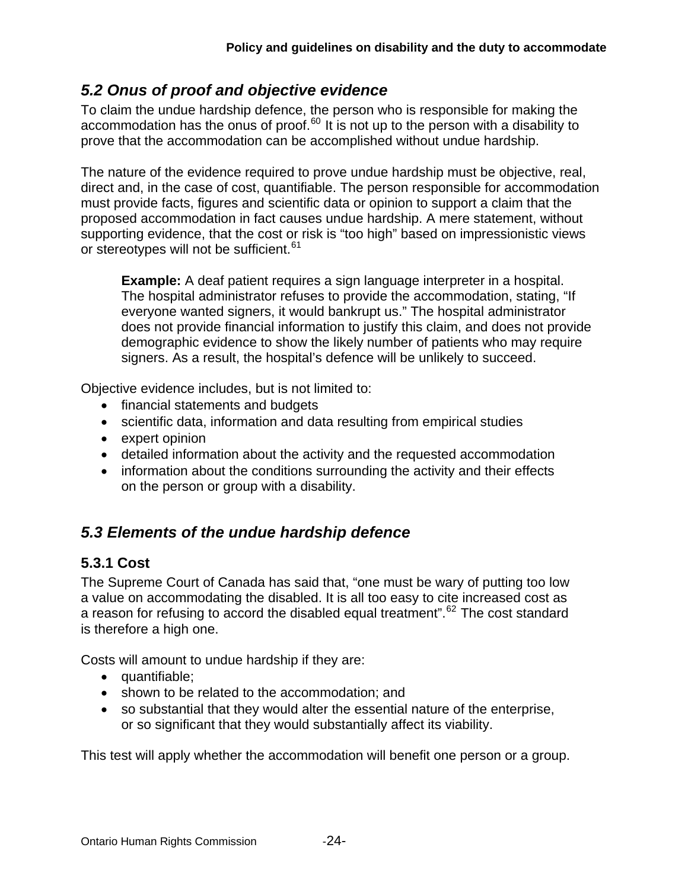## *5.2 Onus of proof and objective evidence*

To claim the undue hardship defence, the person who is responsible for making the accommodation has the onus of proof.[60] It is not up to the person with a disability to prove that the accommodation can be accomplished without undue hardship.

The nature of the evidence required to prove undue hardship must be objective, real, direct and, in the case of cost, quantifiable. The person responsible for accommodation must provide facts, figures and scientific data or opinion to support a claim that the proposed accommodation in fact causes undue hardship. A mere statement, without supporting evidence, that the cost or risk is "too high" based on impressionistic views or stereotypes will not be sufficient.[61]

> **Example:** A deaf patient requires a sign language interpreter in a hospital. The hospital administrator refuses to provide the accommodation, stating, "If everyone wanted signers, it would bankrupt us." The hospital administrator does not provide financial information to justify this claim, and does not provide demographic evidence to show the likely number of patients who may require signers. As a result, the hospital's defence will be unlikely to succeed.

Objective evidence includes, but is not limited to:

- financial statements and budgets
- scientific data, information and data resulting from empirical studies
- expert opinion
- detailed information about the activity and the requested accommodation
- information about the conditions surrounding the activity and their effects on the person or group with a disability.

## *5.3 Elements of the undue hardship defence*

### 5.3.1 Cost

The Supreme Court of Canada has said that, "one must be wary of putting too low a value on accommodating the disabled. It is all too easy to cite increased cost as a reason for refusing to accord the disabled equal treatment".[62] The cost standard is therefore a high one.

Costs will amount to undue hardship if they are:

- quantifiable;
- shown to be related to the accommodation; and
- so substantial that they would alter the essential nature of the enterprise, or so significant that they would substantially affect its viability.

This test will apply whether the accommodation will benefit one person or a group.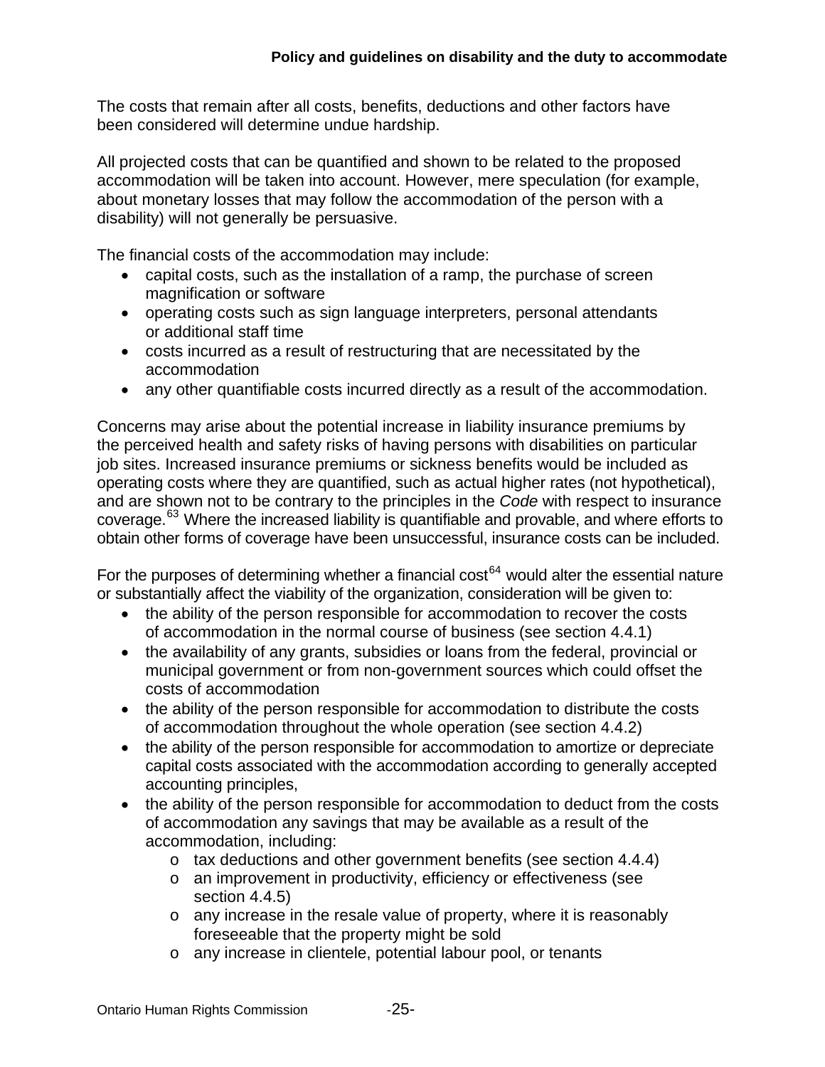The costs that remain after all costs, benefits, deductions and other factors have been considered will determine undue hardship.

All projected costs that can be quantified and shown to be related to the proposed accommodation will be taken into account. However, mere speculation (for example, about monetary losses that may follow the accommodation of the person with a disability) will not generally be persuasive.

The financial costs of the accommodation may include:

- capital costs, such as the installation of a ramp, the purchase of screen magnification or software
- operating costs such as sign language interpreters, personal attendants or additional staff time
- costs incurred as a result of restructuring that are necessitated by the accommodation
- any other quantifiable costs incurred directly as a result of the accommodation.

Concerns may arise about the potential increase in liability insurance premiums by the perceived health and safety risks of having persons with disabilities on particular job sites. Increased insurance premiums or sickness benefits would be included as operating costs where they are quantified, such as actual higher rates (not hypothetical), and are shown not to be contrary to the principles in the *Code* with respect to insurance coverage.[63] Where the increased liability is quantifiable and provable, and where efforts to obtain other forms of coverage have been unsuccessful, insurance costs can be included.

For the purposes of determining whether a financial cost[64] would alter the essential nature or substantially affect the viability of the organization, consideration will be given to:

- the ability of the person responsible for accommodation to recover the costs of accommodation in the normal course of business (see section 4.4.1)
- the availability of any grants, subsidies or loans from the federal, provincial or municipal government or from non-government sources which could offset the costs of accommodation
- the ability of the person responsible for accommodation to distribute the costs of accommodation throughout the whole operation (see section 4.4.2)
- the ability of the person responsible for accommodation to amortize or depreciate capital costs associated with the accommodation according to generally accepted accounting principles,
- the ability of the person responsible for accommodation to deduct from the costs of accommodation any savings that may be available as a result of the accommodation, including:
  - tax deductions and other government benefits (see section 4.4.4)
  - an improvement in productivity, efficiency or effectiveness (see section 4.4.5)
  - any increase in the resale value of property, where it is reasonably foreseeable that the property might be sold
  - any increase in clientele, potential labour pool, or tenants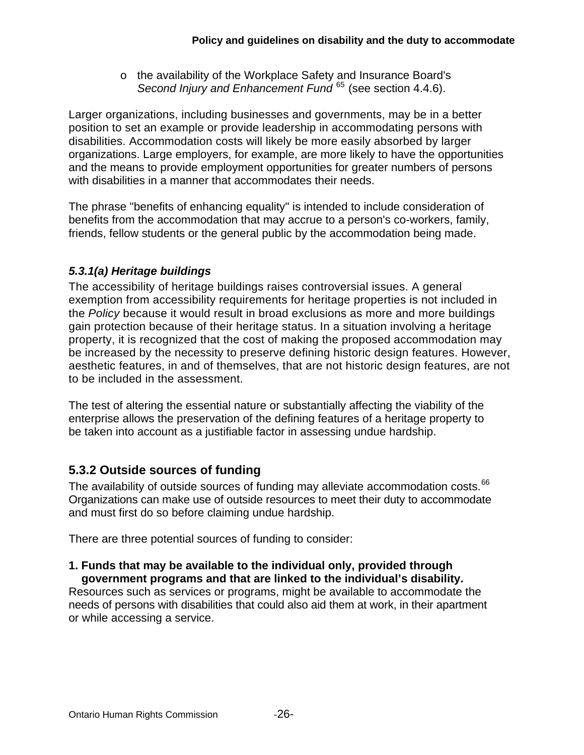- the availability of the Workplace Safety and Insurance Board's *Second Injury and Enhancement Fund* [65] (see section 4.4.6).

Larger organizations, including businesses and governments, may be in a better position to set an example or provide leadership in accommodating persons with disabilities. Accommodation costs will likely be more easily absorbed by larger organizations. Large employers, for example, are more likely to have the opportunities and the means to provide employment opportunities for greater numbers of persons with disabilities in a manner that accommodates their needs.

The phrase "benefits of enhancing equality" is intended to include consideration of benefits from the accommodation that may accrue to a person's co-workers, family, friends, fellow students or the general public by the accommodation being made.

#### *5.3.1(a) Heritage buildings*

The accessibility of heritage buildings raises controversial issues. A general exemption from accessibility requirements for heritage properties is not included in the *Policy* because it would result in broad exclusions as more and more buildings gain protection because of their heritage status. In a situation involving a heritage property, it is recognized that the cost of making the proposed accommodation may be increased by the necessity to preserve defining historic design features. However, aesthetic features, in and of themselves, that are not historic design features, are not to be included in the assessment.

The test of altering the essential nature or substantially affecting the viability of the enterprise allows the preservation of the defining features of a heritage property to be taken into account as a justifiable factor in assessing undue hardship.

### 5.3.2 Outside sources of funding

The availability of outside sources of funding may alleviate accommodation costs.[66] Organizations can make use of outside resources to meet their duty to accommodate and must first do so before claiming undue hardship.

There are three potential sources of funding to consider:

**1. Funds that may be available to the individual only, provided through government programs and that are linked to the individual's disability.**
Resources such as services or programs, might be available to accommodate the needs of persons with disabilities that could also aid them at work, in their apartment or while accessing a service.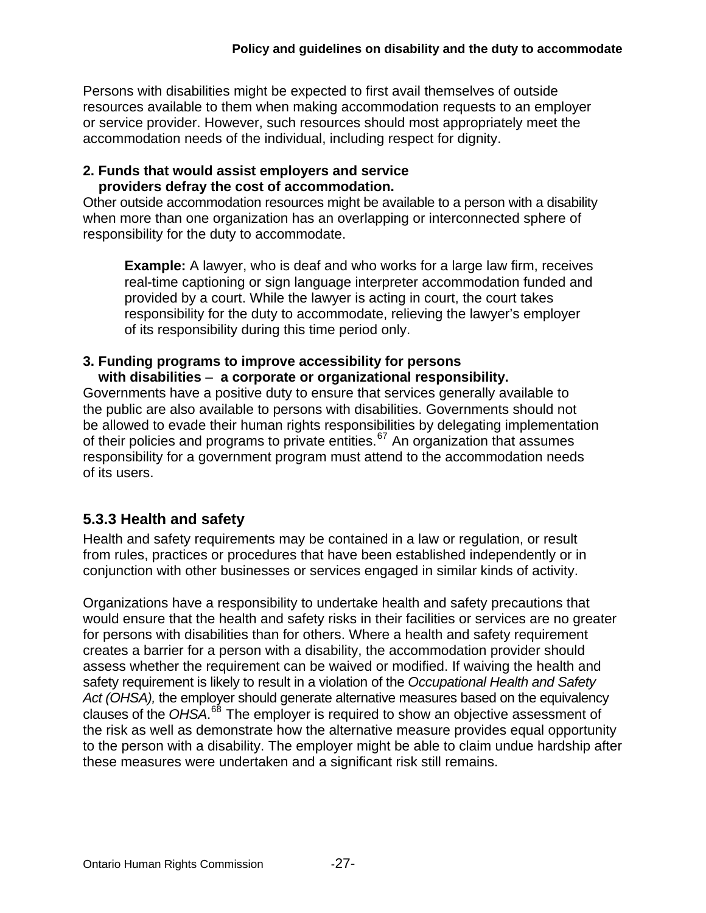Persons with disabilities might be expected to first avail themselves of outside resources available to them when making accommodation requests to an employer or service provider. However, such resources should most appropriately meet the accommodation needs of the individual, including respect for dignity.

**2. Funds that would assist employers and service providers defray the cost of accommodation.**

Other outside accommodation resources might be available to a person with a disability when more than one organization has an overlapping or interconnected sphere of responsibility for the duty to accommodate.

> **Example:** A lawyer, who is deaf and who works for a large law firm, receives real-time captioning or sign language interpreter accommodation funded and provided by a court. While the lawyer is acting in court, the court takes responsibility for the duty to accommodate, relieving the lawyer's employer of its responsibility during this time period only.

**3. Funding programs to improve accessibility for persons with disabilities – a corporate or organizational responsibility.**

Governments have a positive duty to ensure that services generally available to the public are also available to persons with disabilities. Governments should not be allowed to evade their human rights responsibilities by delegating implementation of their policies and programs to private entities.[67] An organization that assumes responsibility for a government program must attend to the accommodation needs of its users.

### 5.3.3 Health and safety

Health and safety requirements may be contained in a law or regulation, or result from rules, practices or procedures that have been established independently or in conjunction with other businesses or services engaged in similar kinds of activity.

Organizations have a responsibility to undertake health and safety precautions that would ensure that the health and safety risks in their facilities or services are no greater for persons with disabilities than for others. Where a health and safety requirement creates a barrier for a person with a disability, the accommodation provider should assess whether the requirement can be waived or modified. If waiving the health and safety requirement is likely to result in a violation of the *Occupational Health and Safety Act (OHSA),* the employer should generate alternative measures based on the equivalency clauses of the *OHSA*.[68] The employer is required to show an objective assessment of the risk as well as demonstrate how the alternative measure provides equal opportunity to the person with a disability. The employer might be able to claim undue hardship after these measures were undertaken and a significant risk still remains.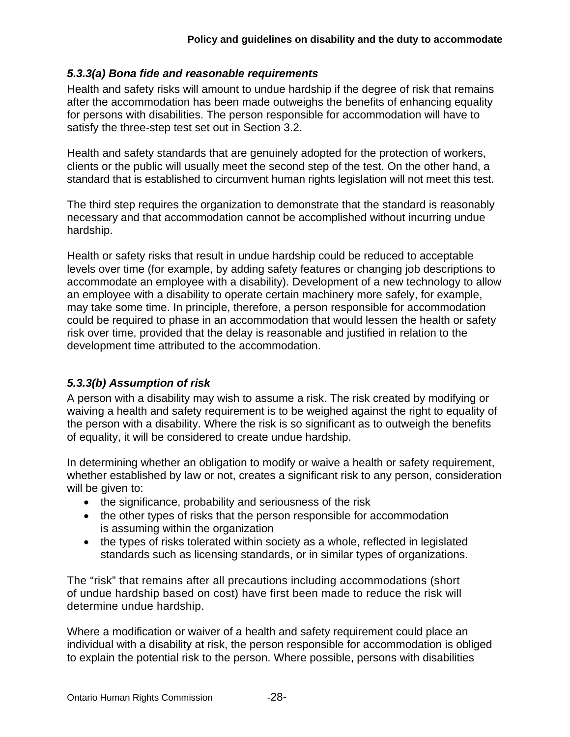#### *5.3.3(a) Bona fide and reasonable requirements*

Health and safety risks will amount to undue hardship if the degree of risk that remains after the accommodation has been made outweighs the benefits of enhancing equality for persons with disabilities. The person responsible for accommodation will have to satisfy the three-step test set out in Section 3.2.

Health and safety standards that are genuinely adopted for the protection of workers, clients or the public will usually meet the second step of the test. On the other hand, a standard that is established to circumvent human rights legislation will not meet this test.

The third step requires the organization to demonstrate that the standard is reasonably necessary and that accommodation cannot be accomplished without incurring undue hardship.

Health or safety risks that result in undue hardship could be reduced to acceptable levels over time (for example, by adding safety features or changing job descriptions to accommodate an employee with a disability). Development of a new technology to allow an employee with a disability to operate certain machinery more safely, for example, may take some time. In principle, therefore, a person responsible for accommodation could be required to phase in an accommodation that would lessen the health or safety risk over time, provided that the delay is reasonable and justified in relation to the development time attributed to the accommodation.

#### *5.3.3(b) Assumption of risk*

A person with a disability may wish to assume a risk. The risk created by modifying or waiving a health and safety requirement is to be weighed against the right to equality of the person with a disability. Where the risk is so significant as to outweigh the benefits of equality, it will be considered to create undue hardship.

In determining whether an obligation to modify or waive a health or safety requirement, whether established by law or not, creates a significant risk to any person, consideration will be given to:

- the significance, probability and seriousness of the risk
- the other types of risks that the person responsible for accommodation is assuming within the organization
- the types of risks tolerated within society as a whole, reflected in legislated standards such as licensing standards, or in similar types of organizations.

The "risk" that remains after all precautions including accommodations (short of undue hardship based on cost) have first been made to reduce the risk will determine undue hardship.

Where a modification or waiver of a health and safety requirement could place an individual with a disability at risk, the person responsible for accommodation is obliged to explain the potential risk to the person. Where possible, persons with disabilities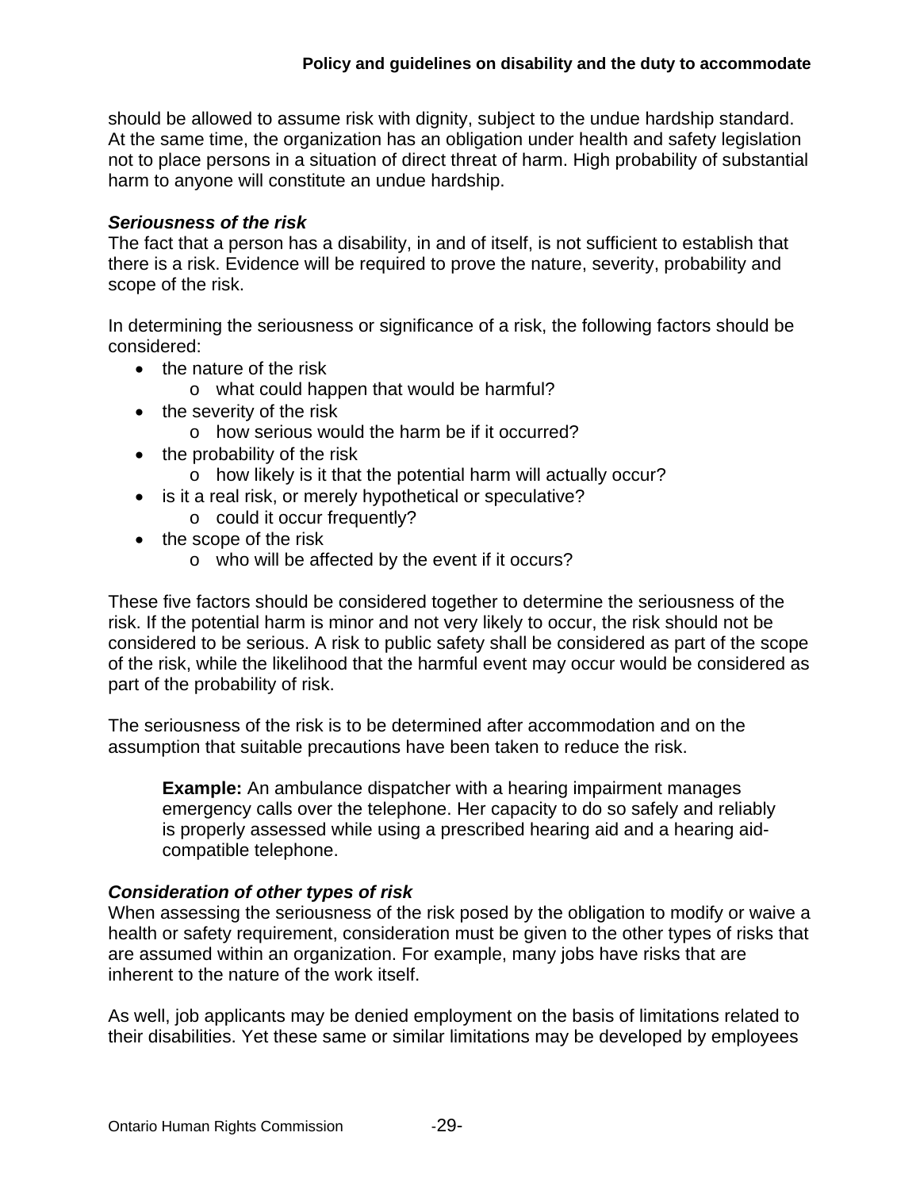should be allowed to assume risk with dignity, subject to the undue hardship standard. At the same time, the organization has an obligation under health and safety legislation not to place persons in a situation of direct threat of harm. High probability of substantial harm to anyone will constitute an undue hardship.

### *Seriousness of the risk*

The fact that a person has a disability, in and of itself, is not sufficient to establish that there is a risk. Evidence will be required to prove the nature, severity, probability and scope of the risk.

In determining the seriousness or significance of a risk, the following factors should be considered:

- the nature of the risk
  - what could happen that would be harmful?
- the severity of the risk
  - how serious would the harm be if it occurred?
- the probability of the risk
  - how likely is it that the potential harm will actually occur?
- is it a real risk, or merely hypothetical or speculative?
  - could it occur frequently?
- the scope of the risk
  - who will be affected by the event if it occurs?

These five factors should be considered together to determine the seriousness of the risk. If the potential harm is minor and not very likely to occur, the risk should not be considered to be serious. A risk to public safety shall be considered as part of the scope of the risk, while the likelihood that the harmful event may occur would be considered as part of the probability of risk.

The seriousness of the risk is to be determined after accommodation and on the assumption that suitable precautions have been taken to reduce the risk.

> **Example:** An ambulance dispatcher with a hearing impairment manages emergency calls over the telephone. Her capacity to do so safely and reliably is properly assessed while using a prescribed hearing aid and a hearing aid-compatible telephone.

### *Consideration of other types of risk*

When assessing the seriousness of the risk posed by the obligation to modify or waive a health or safety requirement, consideration must be given to the other types of risks that are assumed within an organization. For example, many jobs have risks that are inherent to the nature of the work itself.

As well, job applicants may be denied employment on the basis of limitations related to their disabilities. Yet these same or similar limitations may be developed by employees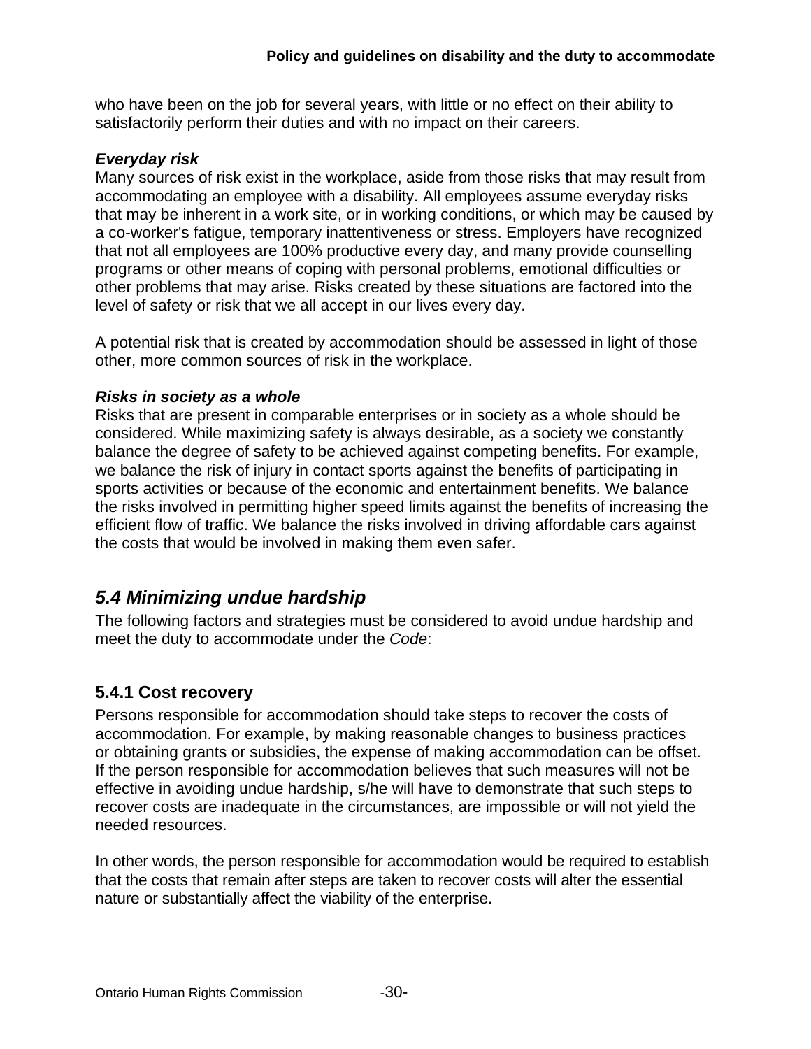who have been on the job for several years, with little or no effect on their ability to satisfactorily perform their duties and with no impact on their careers.

***Everyday risk***

Many sources of risk exist in the workplace, aside from those risks that may result from accommodating an employee with a disability. All employees assume everyday risks that may be inherent in a work site, or in working conditions, or which may be caused by a co-worker's fatigue, temporary inattentiveness or stress. Employers have recognized that not all employees are 100% productive every day, and many provide counselling programs or other means of coping with personal problems, emotional difficulties or other problems that may arise. Risks created by these situations are factored into the level of safety or risk that we all accept in our lives every day.

A potential risk that is created by accommodation should be assessed in light of those other, more common sources of risk in the workplace.

***Risks in society as a whole***

Risks that are present in comparable enterprises or in society as a whole should be considered. While maximizing safety is always desirable, as a society we constantly balance the degree of safety to be achieved against competing benefits. For example, we balance the risk of injury in contact sports against the benefits of participating in sports activities or because of the economic and entertainment benefits. We balance the risks involved in permitting higher speed limits against the benefits of increasing the efficient flow of traffic. We balance the risks involved in driving affordable cars against the costs that would be involved in making them even safer.

## *5.4 Minimizing undue hardship*

The following factors and strategies must be considered to avoid undue hardship and meet the duty to accommodate under the *Code*:

### 5.4.1 Cost recovery

Persons responsible for accommodation should take steps to recover the costs of accommodation. For example, by making reasonable changes to business practices or obtaining grants or subsidies, the expense of making accommodation can be offset. If the person responsible for accommodation believes that such measures will not be effective in avoiding undue hardship, s/he will have to demonstrate that such steps to recover costs are inadequate in the circumstances, are impossible or will not yield the needed resources.

In other words, the person responsible for accommodation would be required to establish that the costs that remain after steps are taken to recover costs will alter the essential nature or substantially affect the viability of the enterprise.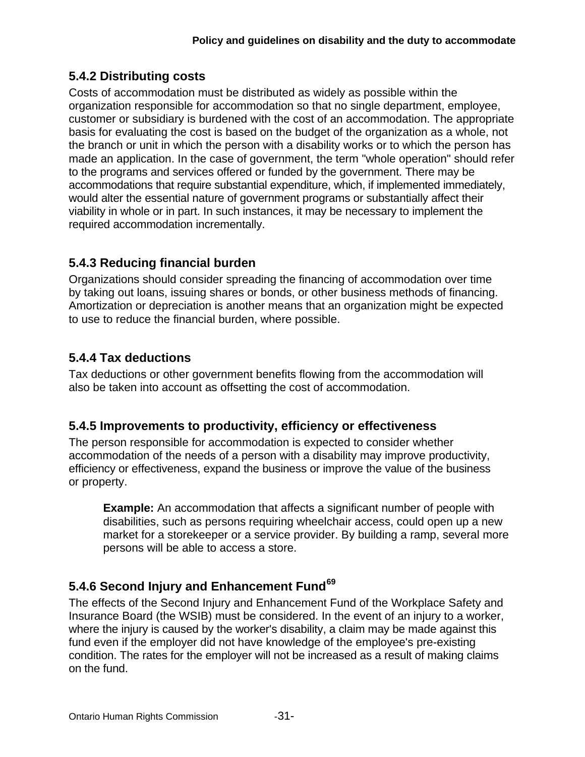### 5.4.2 Distributing costs

Costs of accommodation must be distributed as widely as possible within the organization responsible for accommodation so that no single department, employee, customer or subsidiary is burdened with the cost of an accommodation. The appropriate basis for evaluating the cost is based on the budget of the organization as a whole, not the branch or unit in which the person with a disability works or to which the person has made an application. In the case of government, the term "whole operation" should refer to the programs and services offered or funded by the government. There may be accommodations that require substantial expenditure, which, if implemented immediately, would alter the essential nature of government programs or substantially affect their viability in whole or in part. In such instances, it may be necessary to implement the required accommodation incrementally.

### 5.4.3 Reducing financial burden

Organizations should consider spreading the financing of accommodation over time by taking out loans, issuing shares or bonds, or other business methods of financing. Amortization or depreciation is another means that an organization might be expected to use to reduce the financial burden, where possible.

### 5.4.4 Tax deductions

Tax deductions or other government benefits flowing from the accommodation will also be taken into account as offsetting the cost of accommodation.

### 5.4.5 Improvements to productivity, efficiency or effectiveness

The person responsible for accommodation is expected to consider whether accommodation of the needs of a person with a disability may improve productivity, efficiency or effectiveness, expand the business or improve the value of the business or property.

> **Example:** An accommodation that affects a significant number of people with disabilities, such as persons requiring wheelchair access, could open up a new market for a storekeeper or a service provider. By building a ramp, several more persons will be able to access a store.

### 5.4.6 Second Injury and Enhancement Fund[69]

The effects of the Second Injury and Enhancement Fund of the Workplace Safety and Insurance Board (the WSIB) must be considered. In the event of an injury to a worker, where the injury is caused by the worker's disability, a claim may be made against this fund even if the employer did not have knowledge of the employee's pre-existing condition. The rates for the employer will not be increased as a result of making claims on the fund.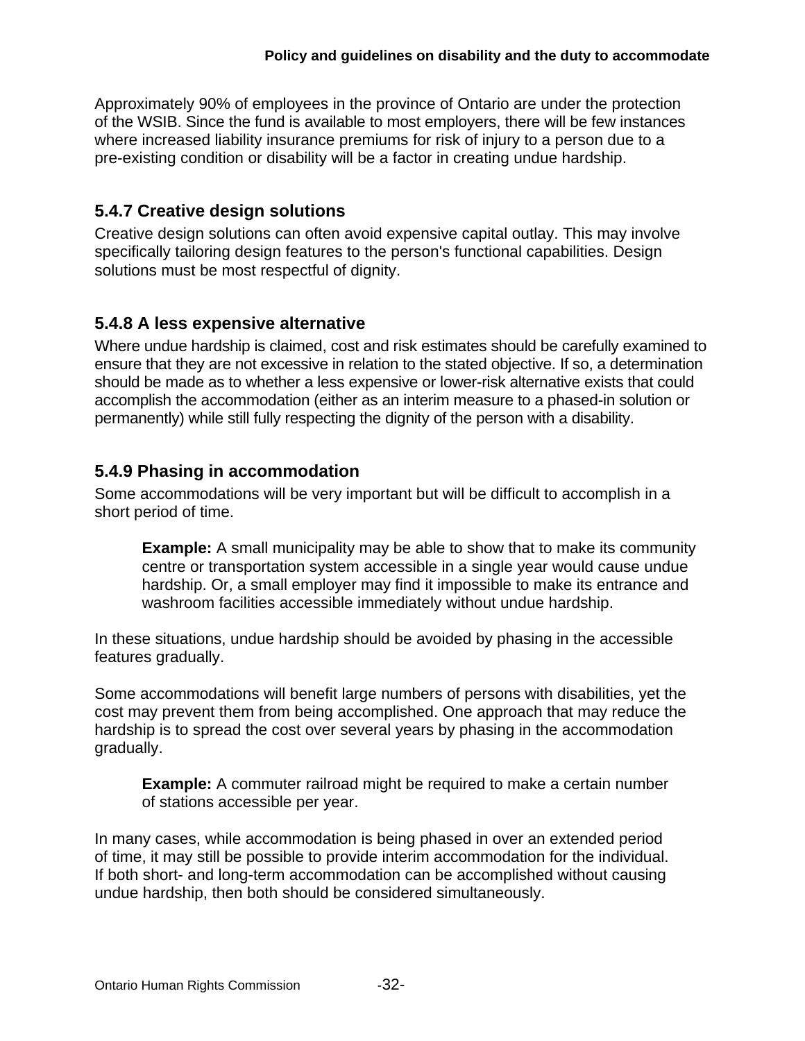Approximately 90% of employees in the province of Ontario are under the protection of the WSIB. Since the fund is available to most employers, there will be few instances where increased liability insurance premiums for risk of injury to a person due to a pre-existing condition or disability will be a factor in creating undue hardship.

### 5.4.7 Creative design solutions

Creative design solutions can often avoid expensive capital outlay. This may involve specifically tailoring design features to the person's functional capabilities. Design solutions must be most respectful of dignity.

### 5.4.8 A less expensive alternative

Where undue hardship is claimed, cost and risk estimates should be carefully examined to ensure that they are not excessive in relation to the stated objective. If so, a determination should be made as to whether a less expensive or lower-risk alternative exists that could accomplish the accommodation (either as an interim measure to a phased-in solution or permanently) while still fully respecting the dignity of the person with a disability.

### 5.4.9 Phasing in accommodation

Some accommodations will be very important but will be difficult to accomplish in a short period of time.

> **Example:** A small municipality may be able to show that to make its community centre or transportation system accessible in a single year would cause undue hardship. Or, a small employer may find it impossible to make its entrance and washroom facilities accessible immediately without undue hardship.

In these situations, undue hardship should be avoided by phasing in the accessible features gradually.

Some accommodations will benefit large numbers of persons with disabilities, yet the cost may prevent them from being accomplished. One approach that may reduce the hardship is to spread the cost over several years by phasing in the accommodation gradually.

> **Example:** A commuter railroad might be required to make a certain number of stations accessible per year.

In many cases, while accommodation is being phased in over an extended period of time, it may still be possible to provide interim accommodation for the individual. If both short- and long-term accommodation can be accomplished without causing undue hardship, then both should be considered simultaneously.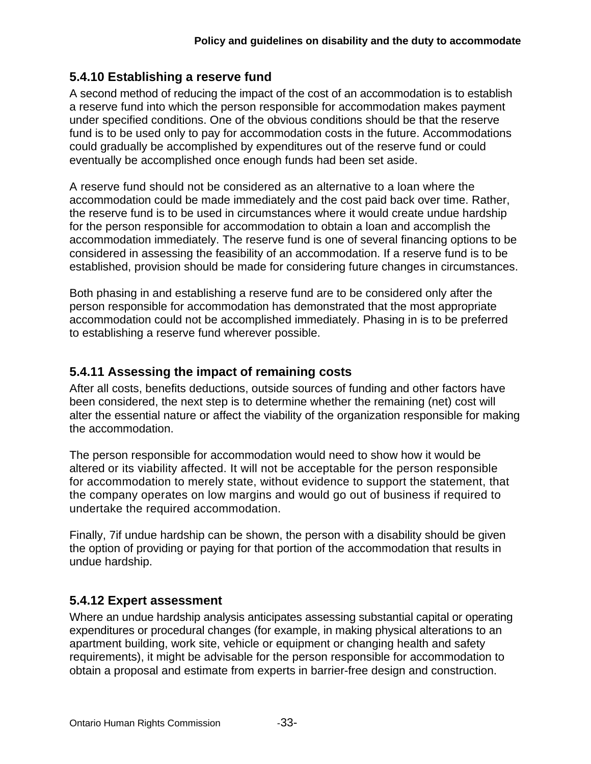### 5.4.10 Establishing a reserve fund

A second method of reducing the impact of the cost of an accommodation is to establish a reserve fund into which the person responsible for accommodation makes payment under specified conditions. One of the obvious conditions should be that the reserve fund is to be used only to pay for accommodation costs in the future. Accommodations could gradually be accomplished by expenditures out of the reserve fund or could eventually be accomplished once enough funds had been set aside.

A reserve fund should not be considered as an alternative to a loan where the accommodation could be made immediately and the cost paid back over time. Rather, the reserve fund is to be used in circumstances where it would create undue hardship for the person responsible for accommodation to obtain a loan and accomplish the accommodation immediately. The reserve fund is one of several financing options to be considered in assessing the feasibility of an accommodation. If a reserve fund is to be established, provision should be made for considering future changes in circumstances.

Both phasing in and establishing a reserve fund are to be considered only after the person responsible for accommodation has demonstrated that the most appropriate accommodation could not be accomplished immediately. Phasing in is to be preferred to establishing a reserve fund wherever possible.

### 5.4.11 Assessing the impact of remaining costs

After all costs, benefits deductions, outside sources of funding and other factors have been considered, the next step is to determine whether the remaining (net) cost will alter the essential nature or affect the viability of the organization responsible for making the accommodation.

The person responsible for accommodation would need to show how it would be altered or its viability affected. It will not be acceptable for the person responsible for accommodation to merely state, without evidence to support the statement, that the company operates on low margins and would go out of business if required to undertake the required accommodation.

Finally, 7if undue hardship can be shown, the person with a disability should be given the option of providing or paying for that portion of the accommodation that results in undue hardship.

### 5.4.12 Expert assessment

Where an undue hardship analysis anticipates assessing substantial capital or operating expenditures or procedural changes (for example, in making physical alterations to an apartment building, work site, vehicle or equipment or changing health and safety requirements), it might be advisable for the person responsible for accommodation to obtain a proposal and estimate from experts in barrier-free design and construction.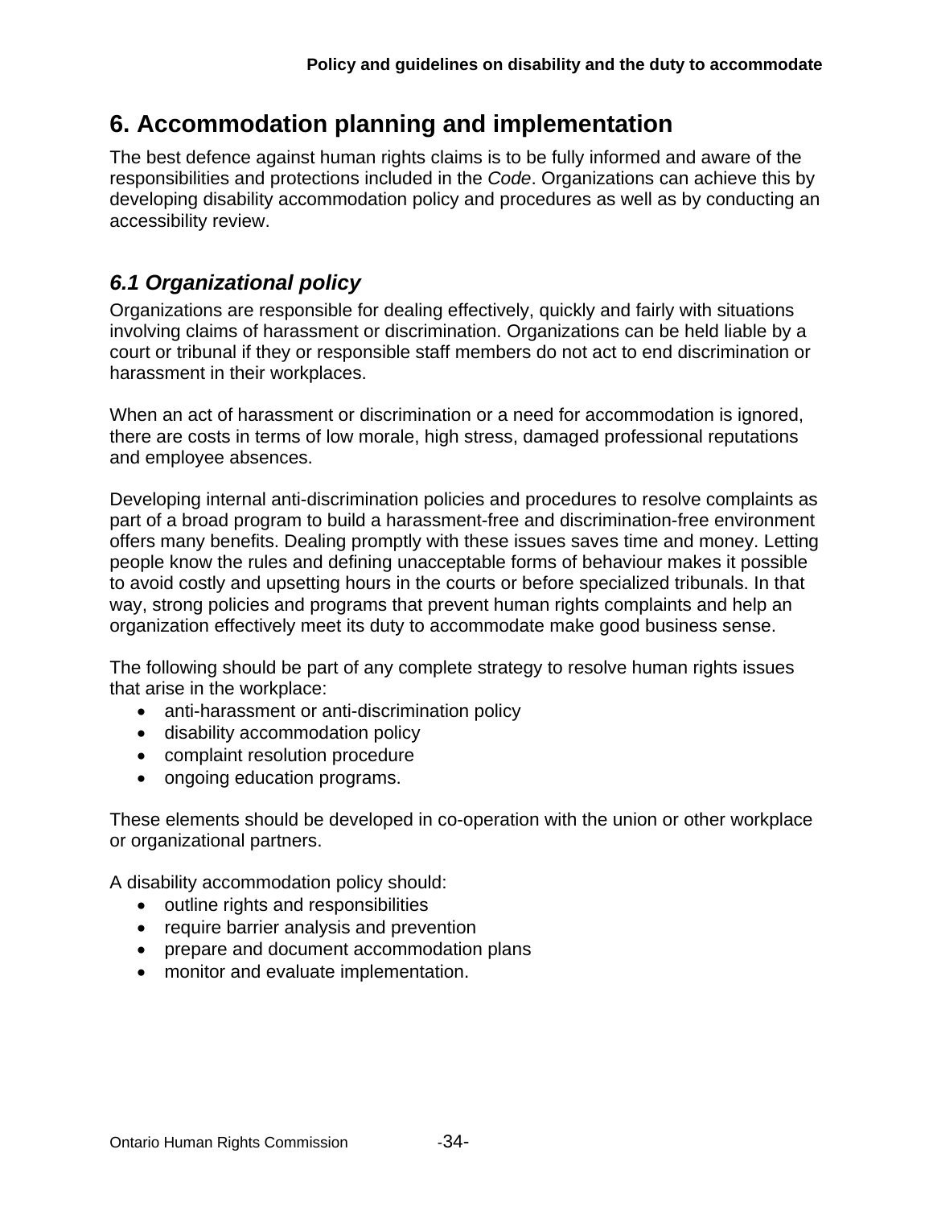# 6. Accommodation planning and implementation

The best defence against human rights claims is to be fully informed and aware of the responsibilities and protections included in the *Code*. Organizations can achieve this by developing disability accommodation policy and procedures as well as by conducting an accessibility review.

## *6.1 Organizational policy*

Organizations are responsible for dealing effectively, quickly and fairly with situations involving claims of harassment or discrimination. Organizations can be held liable by a court or tribunal if they or responsible staff members do not act to end discrimination or harassment in their workplaces.

When an act of harassment or discrimination or a need for accommodation is ignored, there are costs in terms of low morale, high stress, damaged professional reputations and employee absences.

Developing internal anti-discrimination policies and procedures to resolve complaints as part of a broad program to build a harassment-free and discrimination-free environment offers many benefits. Dealing promptly with these issues saves time and money. Letting people know the rules and defining unacceptable forms of behaviour makes it possible to avoid costly and upsetting hours in the courts or before specialized tribunals. In that way, strong policies and programs that prevent human rights complaints and help an organization effectively meet its duty to accommodate make good business sense.

The following should be part of any complete strategy to resolve human rights issues that arise in the workplace:

- anti-harassment or anti-discrimination policy
- disability accommodation policy
- complaint resolution procedure
- ongoing education programs.

These elements should be developed in co-operation with the union or other workplace or organizational partners.

A disability accommodation policy should:

- outline rights and responsibilities
- require barrier analysis and prevention
- prepare and document accommodation plans
- monitor and evaluate implementation.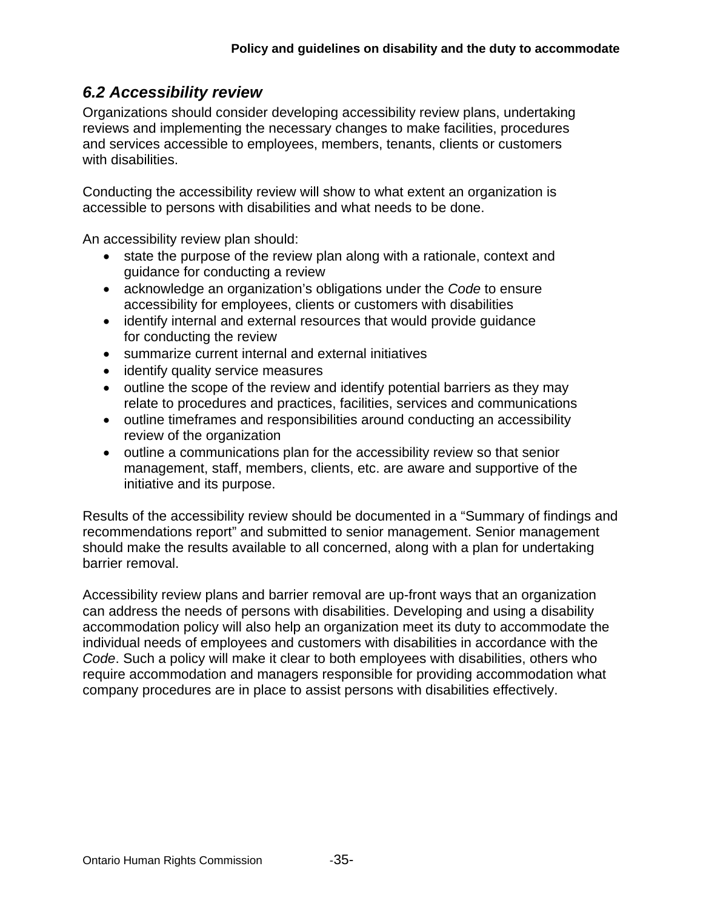### *6.2 Accessibility review*

Organizations should consider developing accessibility review plans, undertaking reviews and implementing the necessary changes to make facilities, procedures and services accessible to employees, members, tenants, clients or customers with disabilities.

Conducting the accessibility review will show to what extent an organization is accessible to persons with disabilities and what needs to be done.

An accessibility review plan should:

- state the purpose of the review plan along with a rationale, context and guidance for conducting a review
- acknowledge an organization's obligations under the *Code* to ensure accessibility for employees, clients or customers with disabilities
- identify internal and external resources that would provide guidance for conducting the review
- summarize current internal and external initiatives
- identify quality service measures
- outline the scope of the review and identify potential barriers as they may relate to procedures and practices, facilities, services and communications
- outline timeframes and responsibilities around conducting an accessibility review of the organization
- outline a communications plan for the accessibility review so that senior management, staff, members, clients, etc. are aware and supportive of the initiative and its purpose.

Results of the accessibility review should be documented in a "Summary of findings and recommendations report" and submitted to senior management. Senior management should make the results available to all concerned, along with a plan for undertaking barrier removal.

Accessibility review plans and barrier removal are up-front ways that an organization can address the needs of persons with disabilities. Developing and using a disability accommodation policy will also help an organization meet its duty to accommodate the individual needs of employees and customers with disabilities in accordance with the *Code*. Such a policy will make it clear to both employees with disabilities, others who require accommodation and managers responsible for providing accommodation what company procedures are in place to assist persons with disabilities effectively.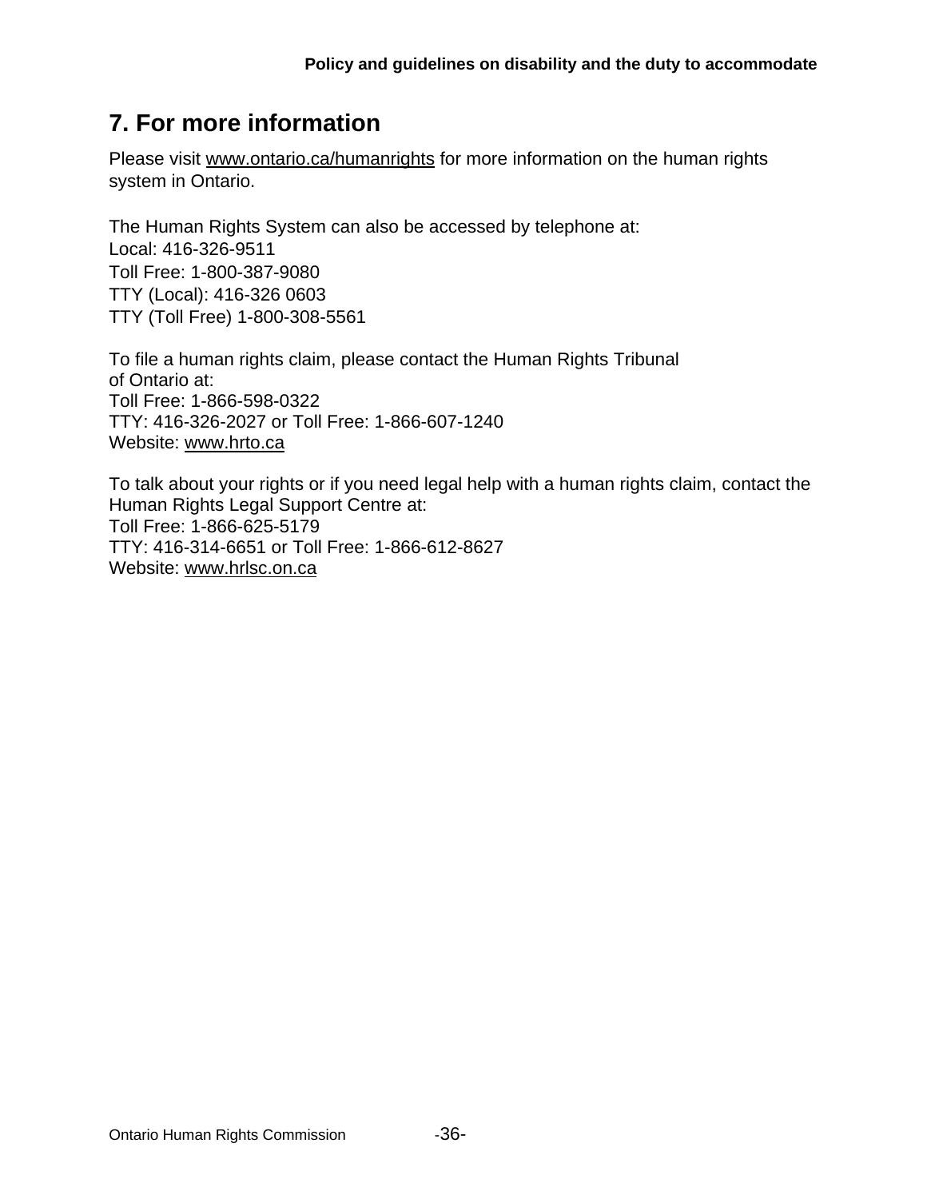## 7. For more information

Please visit www.ontario.ca/humanrights for more information on the human rights system in Ontario.

The Human Rights System can also be accessed by telephone at:
Local: 416-326-9511
Toll Free: 1-800-387-9080
TTY (Local): 416-326 0603
TTY (Toll Free) 1-800-308-5561

To file a human rights claim, please contact the Human Rights Tribunal of Ontario at:
Toll Free: 1-866-598-0322
TTY: 416-326-2027 or Toll Free: 1-866-607-1240
Website: www.hrto.ca

To talk about your rights or if you need legal help with a human rights claim, contact the Human Rights Legal Support Centre at:
Toll Free: 1-866-625-5179
TTY: 416-314-6651 or Toll Free: 1-866-612-8627
Website: www.hrlsc.on.ca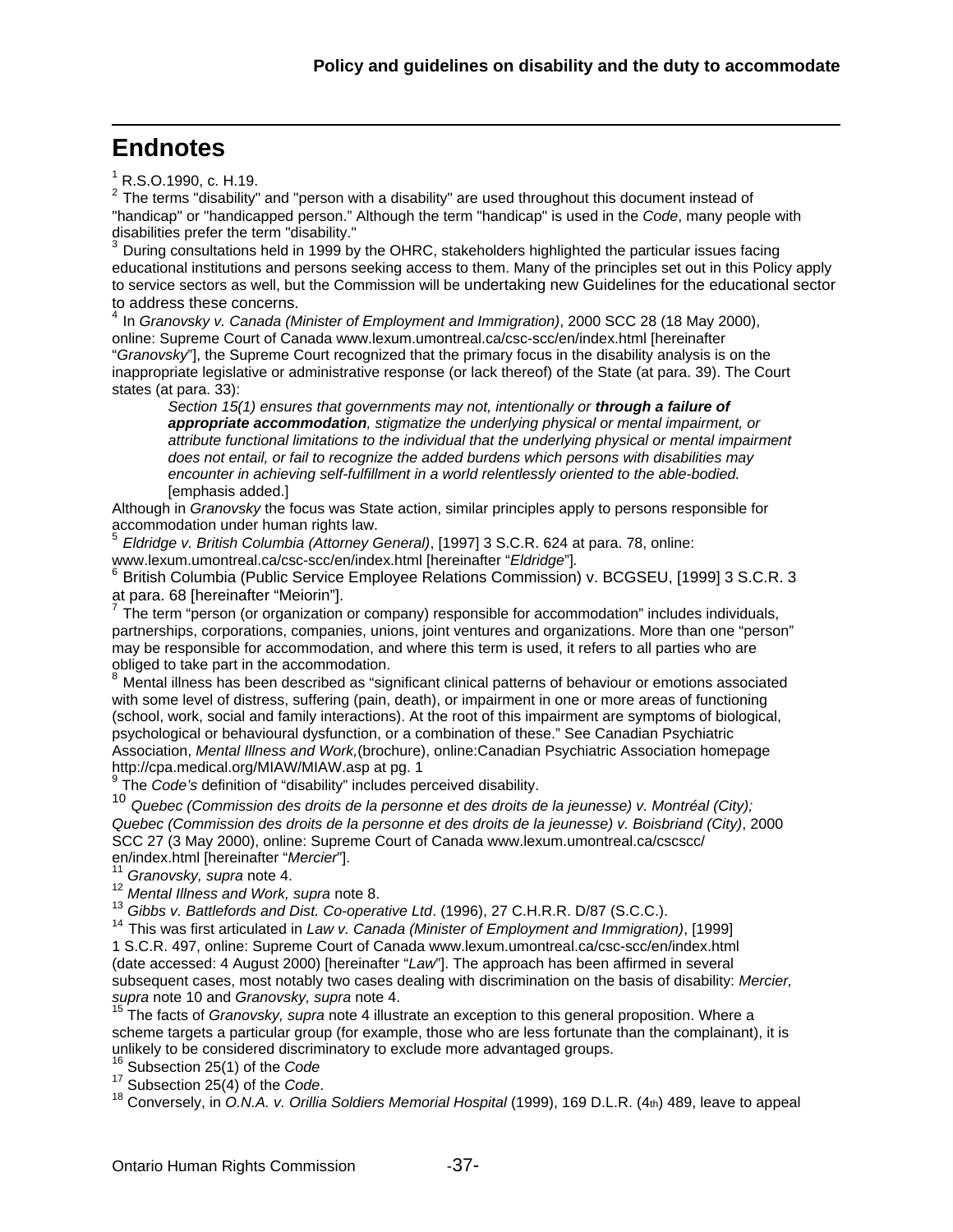## Endnotes

[1] R.S.O.1990, c. H.19.
[2] The terms "disability" and "person with a disability" are used throughout this document instead of "handicap" or "handicapped person." Although the term "handicap" is used in the *Code*, many people with disabilities prefer the term "disability."
[3] During consultations held in 1999 by the OHRC, stakeholders highlighted the particular issues facing educational institutions and persons seeking access to them. Many of the principles set out in this Policy apply to service sectors as well, but the Commission will be undertaking new Guidelines for the educational sector to address these concerns.
[4] In *Granovsky v. Canada (Minister of Employment and Immigration)*, 2000 SCC 28 (18 May 2000), online: Supreme Court of Canada www.lexum.umontreal.ca/csc-scc/en/index.html [hereinafter "*Granovsky*"], the Supreme Court recognized that the primary focus in the disability analysis is on the inappropriate legislative or administrative response (or lack thereof) of the State (at para. 39). The Court states (at para. 33):

> *Section 15(1) ensures that governments may not, intentionally or* ***through a failure of appropriate accommodation****, stigmatize the underlying physical or mental impairment, or attribute functional limitations to the individual that the underlying physical or mental impairment does not entail, or fail to recognize the added burdens which persons with disabilities may encounter in achieving self-fulfillment in a world relentlessly oriented to the able-bodied.* [emphasis added.]

Although in *Granovsky* the focus was State action, similar principles apply to persons responsible for accommodation under human rights law.
[5] *Eldridge v. British Columbia (Attorney General)*, [1997] 3 S.C.R. 624 at para. 78, online: www.lexum.umontreal.ca/csc-scc/en/index.html [hereinafter "*Eldridge*"].
[6] British Columbia (Public Service Employee Relations Commission) v. BCGSEU, [1999] 3 S.C.R. 3 at para. 68 [hereinafter "Meiorin"].
[7] The term "person (or organization or company) responsible for accommodation" includes individuals, partnerships, corporations, companies, unions, joint ventures and organizations. More than one "person" may be responsible for accommodation, and where this term is used, it refers to all parties who are obliged to take part in the accommodation.
[8] Mental illness has been described as "significant clinical patterns of behaviour or emotions associated with some level of distress, suffering (pain, death), or impairment in one or more areas of functioning (school, work, social and family interactions). At the root of this impairment are symptoms of biological, psychological or behavioural dysfunction, or a combination of these." See Canadian Psychiatric Association, *Mental Illness and Work,*(brochure), online:Canadian Psychiatric Association homepage http://cpa.medical.org/MIAW/MIAW.asp at pg. 1
[9] The *Code's* definition of "disability" includes perceived disability.
[10] *Quebec (Commission des droits de la personne et des droits de la jeunesse) v. Montréal (City); Quebec (Commission des droits de la personne et des droits de la jeunesse) v. Boisbriand (City)*, 2000 SCC 27 (3 May 2000), online: Supreme Court of Canada www.lexum.umontreal.ca/cscscc/en/index.html [hereinafter "*Mercier*"].
[11] *Granovsky, supra* note 4.
[12] *Mental Illness and Work, supra* note 8.
[13] *Gibbs v. Battlefords and Dist. Co-operative Ltd*. (1996), 27 C.H.R.R. D/87 (S.C.C.).
[14] This was first articulated in *Law v. Canada (Minister of Employment and Immigration)*, [1999] 1 S.C.R. 497, online: Supreme Court of Canada www.lexum.umontreal.ca/csc-scc/en/index.html (date accessed: 4 August 2000) [hereinafter "*Law*"]. The approach has been affirmed in several subsequent cases, most notably two cases dealing with discrimination on the basis of disability: *Mercier, supra* note 10 and *Granovsky, supra* note 4.
[15] The facts of *Granovsky, supra* note 4 illustrate an exception to this general proposition. Where a scheme targets a particular group (for example, those who are less fortunate than the complainant), it is unlikely to be considered discriminatory to exclude more advantaged groups.
[16] Subsection 25(1) of the *Code*
[17] Subsection 25(4) of the *Code*.
[18] Conversely, in *O.N.A. v. Orillia Soldiers Memorial Hospital* (1999), 169 D.L.R. (4th) 489, leave to appeal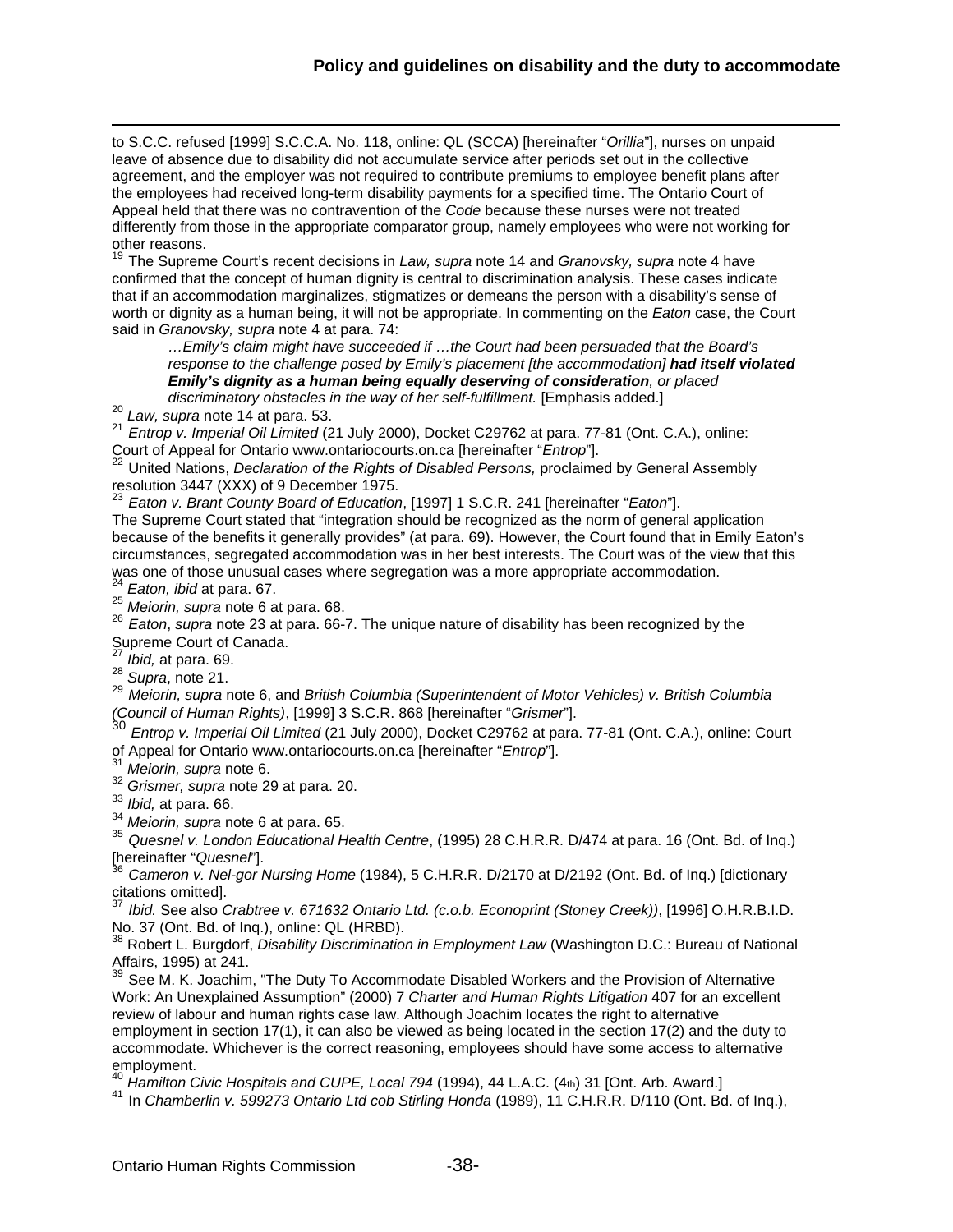to S.C.C. refused [1999] S.C.C.A. No. 118, online: QL (SCCA) [hereinafter "*Orillia*"], nurses on unpaid leave of absence due to disability did not accumulate service after periods set out in the collective agreement, and the employer was not required to contribute premiums to employee benefit plans after the employees had received long-term disability payments for a specified time. The Ontario Court of Appeal held that there was no contravention of the *Code* because these nurses were not treated differently from those in the appropriate comparator group, namely employees who were not working for other reasons.

[19] The Supreme Court's recent decisions in *Law, supra* note 14 and *Granovsky, supra* note 4 have confirmed that the concept of human dignity is central to discrimination analysis. These cases indicate that if an accommodation marginalizes, stigmatizes or demeans the person with a disability's sense of worth or dignity as a human being, it will not be appropriate. In commenting on the *Eaton* case, the Court said in *Granovsky, supra* note 4 at para. 74:

> *…Emily's claim might have succeeded if …the Court had been persuaded that the Board's response to the challenge posed by Emily's placement [the accommodation]* ***had itself violated Emily's dignity as a human being equally deserving of consideration****, or placed discriminatory obstacles in the way of her self-fulfillment.* [Emphasis added.]

[20] *Law, supra* note 14 at para. 53.

[21] *Entrop v. Imperial Oil Limited* (21 July 2000), Docket C29762 at para. 77-81 (Ont. C.A.), online: Court of Appeal for Ontario www.ontariocourts.on.ca [hereinafter "*Entrop*"].

[22] United Nations, *Declaration of the Rights of Disabled Persons,* proclaimed by General Assembly resolution 3447 (XXX) of 9 December 1975.

[23] *Eaton v. Brant County Board of Education*, [1997] 1 S.C.R. 241 [hereinafter "*Eaton*"].
The Supreme Court stated that "integration should be recognized as the norm of general application because of the benefits it generally provides" (at para. 69). However, the Court found that in Emily Eaton's circumstances, segregated accommodation was in her best interests. The Court was of the view that this was one of those unusual cases where segregation was a more appropriate accommodation.

[24] *Eaton, ibid* at para. 67.

[25] *Meiorin, supra* note 6 at para. 68.

[26] *Eaton*, *supra* note 23 at para. 66-7. The unique nature of disability has been recognized by the Supreme Court of Canada.

[27] *Ibid,* at para. 69.

[28] *Supra*, note 21.

[29] *Meiorin, supra* note 6, and *British Columbia (Superintendent of Motor Vehicles) v. British Columbia (Council of Human Rights)*, [1999] 3 S.C.R. 868 [hereinafter "*Grismer*"].

[30] *Entrop v. Imperial Oil Limited* (21 July 2000), Docket C29762 at para. 77-81 (Ont. C.A.), online: Court of Appeal for Ontario www.ontariocourts.on.ca [hereinafter "*Entrop*"].

[31] *Meiorin, supra* note 6.

[32] *Grismer, supra* note 29 at para. 20.

[33] *Ibid,* at para. 66.

[34] *Meiorin, supra* note 6 at para. 65.

[35] *Quesnel v. London Educational Health Centre*, (1995) 28 C.H.R.R. D/474 at para. 16 (Ont. Bd. of Inq.) [hereinafter "*Quesnel*"].

[36] *Cameron v. Nel-gor Nursing Home* (1984), 5 C.H.R.R. D/2170 at D/2192 (Ont. Bd. of Inq.) [dictionary citations omitted].

[37] *Ibid.* See also *Crabtree v. 671632 Ontario Ltd. (c.o.b. Econoprint (Stoney Creek))*, [1996] O.H.R.B.I.D. No. 37 (Ont. Bd. of Inq.), online: QL (HRBD).

[38] Robert L. Burgdorf, *Disability Discrimination in Employment Law* (Washington D.C.: Bureau of National Affairs, 1995) at 241.

[39] See M. K. Joachim, "The Duty To Accommodate Disabled Workers and the Provision of Alternative Work: An Unexplained Assumption" (2000) 7 *Charter and Human Rights Litigation* 407 for an excellent review of labour and human rights case law. Although Joachim locates the right to alternative employment in section 17(1), it can also be viewed as being located in the section 17(2) and the duty to accommodate. Whichever is the correct reasoning, employees should have some access to alternative employment.

[40] *Hamilton Civic Hospitals and CUPE, Local 794* (1994), 44 L.A.C. (4th) 31 [Ont. Arb. Award.]

[41] In *Chamberlin v. 599273 Ontario Ltd cob Stirling Honda* (1989), 11 C.H.R.R. D/110 (Ont. Bd. of Inq.),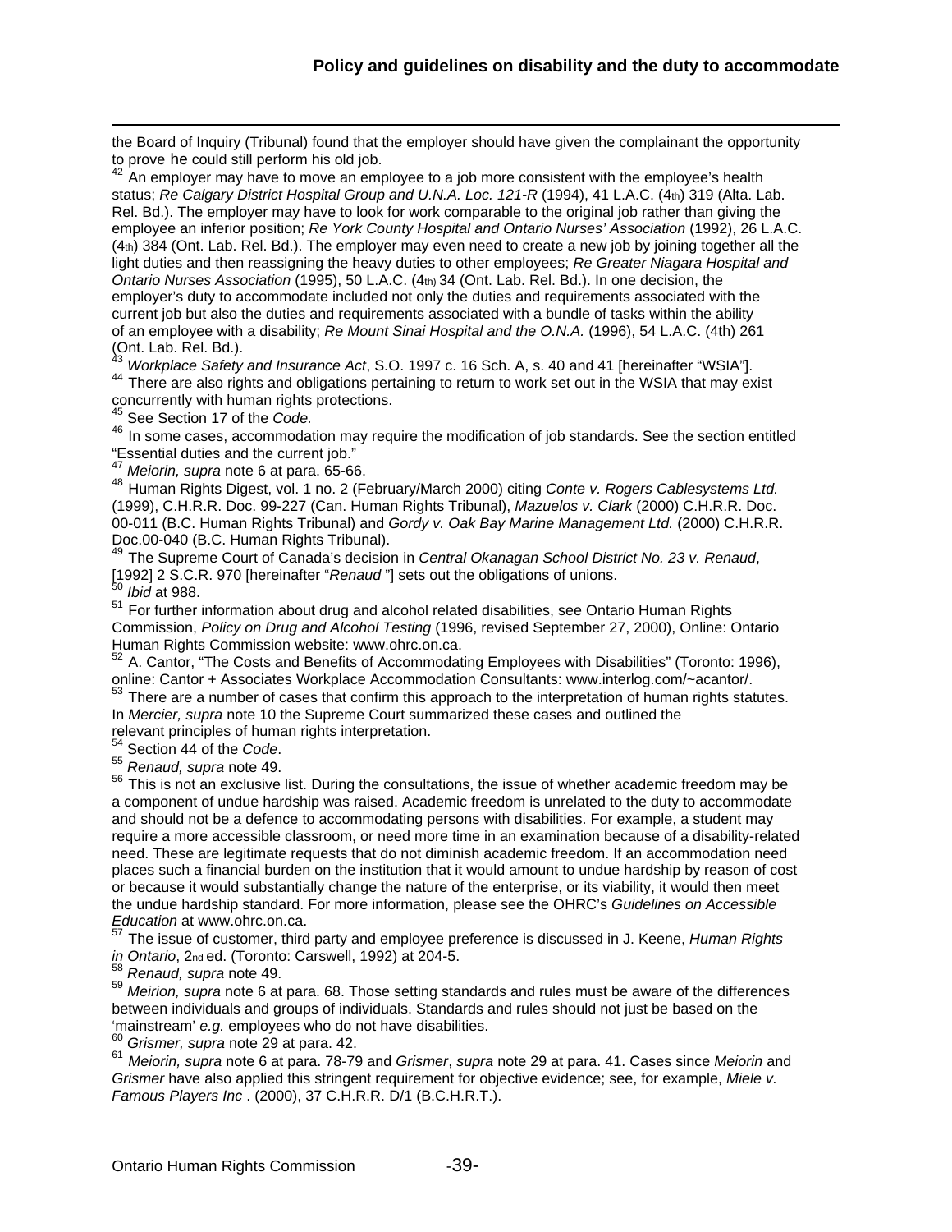the Board of Inquiry (Tribunal) found that the employer should have given the complainant the opportunity to prove he could still perform his old job.

[42] An employer may have to move an employee to a job more consistent with the employee's health status; *Re Calgary District Hospital Group and U.N.A. Loc. 121-R* (1994), 41 L.A.C. (4th) 319 (Alta. Lab. Rel. Bd.). The employer may have to look for work comparable to the original job rather than giving the employee an inferior position; *Re York County Hospital and Ontario Nurses' Association* (1992), 26 L.A.C. (4th) 384 (Ont. Lab. Rel. Bd.). The employer may even need to create a new job by joining together all the light duties and then reassigning the heavy duties to other employees; *Re Greater Niagara Hospital and Ontario Nurses Association* (1995), 50 L.A.C. (4th) 34 (Ont. Lab. Rel. Bd.). In one decision, the employer's duty to accommodate included not only the duties and requirements associated with the current job but also the duties and requirements associated with a bundle of tasks within the ability of an employee with a disability; *Re Mount Sinai Hospital and the O.N.A.* (1996), 54 L.A.C. (4th) 261 (Ont. Lab. Rel. Bd.).

[43] *Workplace Safety and Insurance Act*, S.O. 1997 c. 16 Sch. A, s. 40 and 41 [hereinafter "WSIA"].

[44] There are also rights and obligations pertaining to return to work set out in the WSIA that may exist concurrently with human rights protections.

[45] See Section 17 of the *Code.*

[46] In some cases, accommodation may require the modification of job standards. See the section entitled "Essential duties and the current job."

[47] *Meiorin, supra* note 6 at para. 65-66.

[48] Human Rights Digest, vol. 1 no. 2 (February/March 2000) citing *Conte v. Rogers Cablesystems Ltd.* (1999), C.H.R.R. Doc. 99-227 (Can. Human Rights Tribunal), *Mazuelos v. Clark* (2000) C.H.R.R. Doc. 00-011 (B.C. Human Rights Tribunal) and *Gordy v. Oak Bay Marine Management Ltd.* (2000) C.H.R.R. Doc.00-040 (B.C. Human Rights Tribunal).

[49] The Supreme Court of Canada's decision in *Central Okanagan School District No. 23 v. Renaud*, [1992] 2 S.C.R. 970 [hereinafter "*Renaud* "] sets out the obligations of unions.

[50] *Ibid* at 988.

[51] For further information about drug and alcohol related disabilities, see Ontario Human Rights Commission, *Policy on Drug and Alcohol Testing* (1996, revised September 27, 2000), Online: Ontario Human Rights Commission website: www.ohrc.on.ca.

[52] A. Cantor, "The Costs and Benefits of Accommodating Employees with Disabilities" (Toronto: 1996), online: Cantor + Associates Workplace Accommodation Consultants: www.interlog.com/~acantor/.

[53] There are a number of cases that confirm this approach to the interpretation of human rights statutes. In *Mercier, supra* note 10 the Supreme Court summarized these cases and outlined the relevant principles of human rights interpretation.

[54] Section 44 of the *Code*.

[55] *Renaud, supra* note 49.

[56] This is not an exclusive list. During the consultations, the issue of whether academic freedom may be a component of undue hardship was raised. Academic freedom is unrelated to the duty to accommodate and should not be a defence to accommodating persons with disabilities. For example, a student may require a more accessible classroom, or need more time in an examination because of a disability-related need. These are legitimate requests that do not diminish academic freedom. If an accommodation need places such a financial burden on the institution that it would amount to undue hardship by reason of cost or because it would substantially change the nature of the enterprise, or its viability, it would then meet the undue hardship standard. For more information, please see the OHRC's *Guidelines on Accessible Education* at www.ohrc.on.ca.

[57] The issue of customer, third party and employee preference is discussed in J. Keene, *Human Rights in Ontario*, 2nd ed. (Toronto: Carswell, 1992) at 204-5.

[58] *Renaud, supra* note 49.

[59] *Meirion, supra* note 6 at para. 68. Those setting standards and rules must be aware of the differences between individuals and groups of individuals. Standards and rules should not just be based on the 'mainstream' *e.g.* employees who do not have disabilities.

[60] *Grismer, supra* note 29 at para. 42.

[61] *Meiorin, supra* note 6 at para. 78-79 and *Grismer*, *supra* note 29 at para. 41. Cases since *Meiorin* and *Grismer* have also applied this stringent requirement for objective evidence; see, for example, *Miele v. Famous Players Inc* . (2000), 37 C.H.R.R. D/1 (B.C.H.R.T.).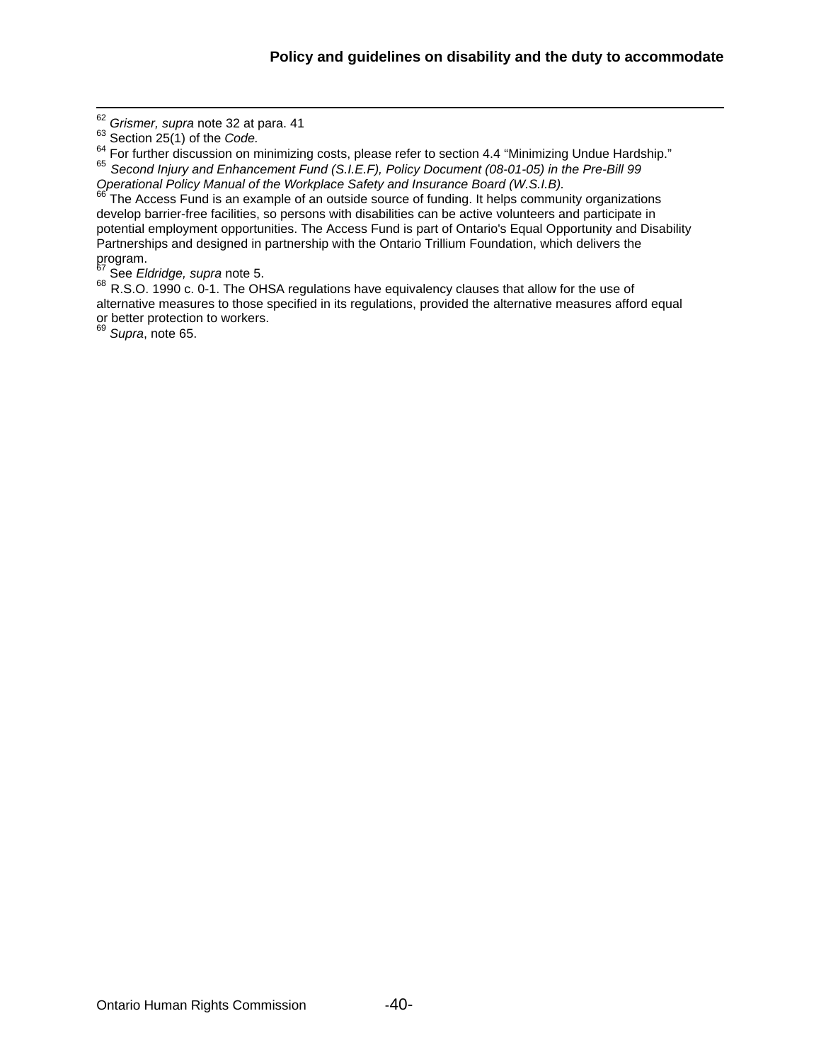[62] *Grismer, supra* note 32 at para. 41

[63] Section 25(1) of the *Code.*

[64] For further discussion on minimizing costs, please refer to section 4.4 "Minimizing Undue Hardship."

[65] *Second Injury and Enhancement Fund (S.I.E.F), Policy Document (08-01-05) in the Pre-Bill 99 Operational Policy Manual of the Workplace Safety and Insurance Board (W.S.I.B).*

[66] The Access Fund is an example of an outside source of funding. It helps community organizations develop barrier-free facilities, so persons with disabilities can be active volunteers and participate in potential employment opportunities. The Access Fund is part of Ontario's Equal Opportunity and Disability Partnerships and designed in partnership with the Ontario Trillium Foundation, which delivers the program.

[67] See *Eldridge, supra* note 5.

[68] R.S.O. 1990 c. 0-1. The OHSA regulations have equivalency clauses that allow for the use of alternative measures to those specified in its regulations, provided the alternative measures afford equal or better protection to workers.

[69] *Supra*, note 65.